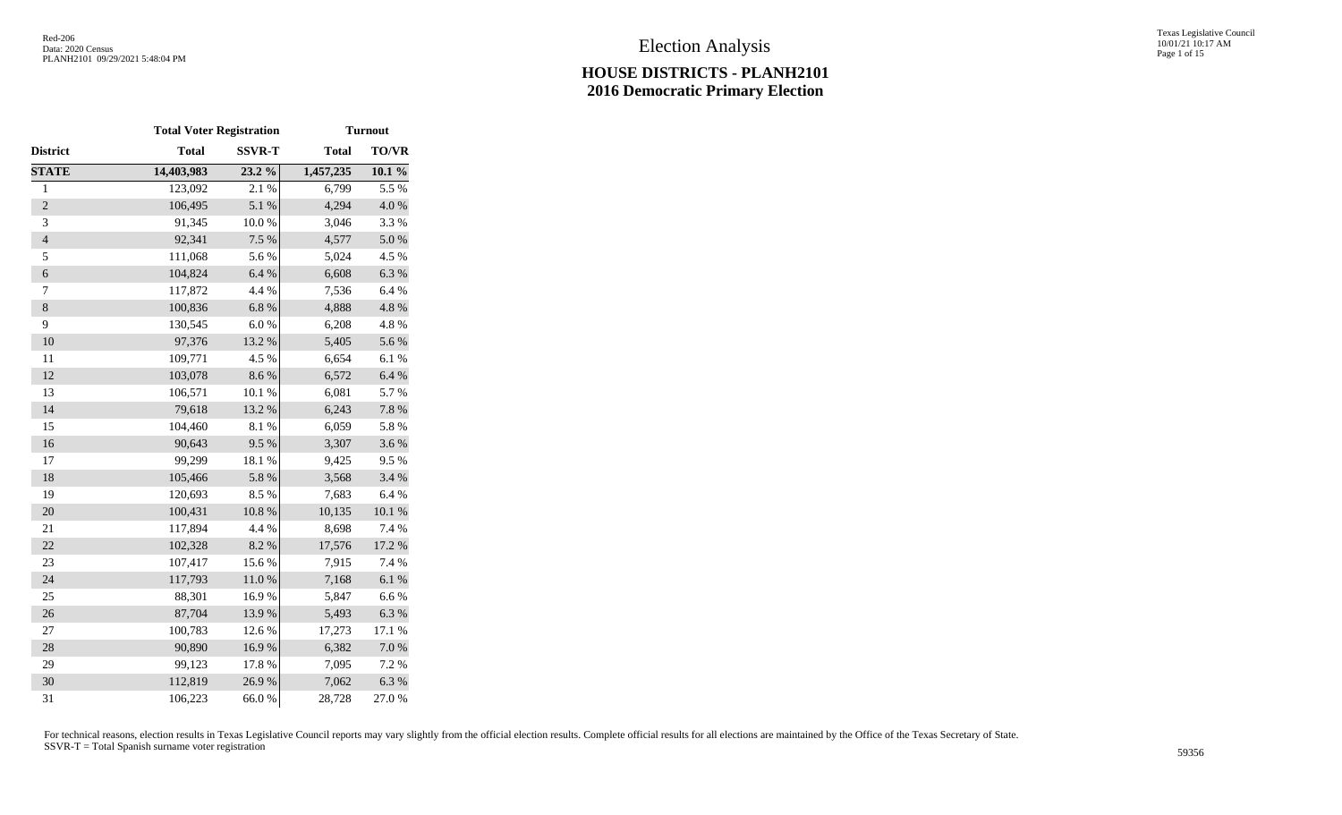Red-206
Data: 2020 Census
PLANH2101 09/29/2021 5:48:04 PM

# Election Analysis

## HOUSE DISTRICTS - PLANH2101
## 2016 Democratic Primary Election

| | Total Voter Registration | | Turnout | |
|---|---|---|---|---|
| **District** | **Total** | **SSVR-T** | **Total** | **TO/VR** |
| **STATE** | **14,403,983** | **23.2 %** | **1,457,235** | **10.1 %** |
| 1 | 123,092 | 2.1 % | 6,799 | 5.5 % |
| 2 | 106,495 | 5.1 % | 4,294 | 4.0 % |
| 3 | 91,345 | 10.0 % | 3,046 | 3.3 % |
| 4 | 92,341 | 7.5 % | 4,577 | 5.0 % |
| 5 | 111,068 | 5.6 % | 5,024 | 4.5 % |
| 6 | 104,824 | 6.4 % | 6,608 | 6.3 % |
| 7 | 117,872 | 4.4 % | 7,536 | 6.4 % |
| 8 | 100,836 | 6.8 % | 4,888 | 4.8 % |
| 9 | 130,545 | 6.0 % | 6,208 | 4.8 % |
| 10 | 97,376 | 13.2 % | 5,405 | 5.6 % |
| 11 | 109,771 | 4.5 % | 6,654 | 6.1 % |
| 12 | 103,078 | 8.6 % | 6,572 | 6.4 % |
| 13 | 106,571 | 10.1 % | 6,081 | 5.7 % |
| 14 | 79,618 | 13.2 % | 6,243 | 7.8 % |
| 15 | 104,460 | 8.1 % | 6,059 | 5.8 % |
| 16 | 90,643 | 9.5 % | 3,307 | 3.6 % |
| 17 | 99,299 | 18.1 % | 9,425 | 9.5 % |
| 18 | 105,466 | 5.8 % | 3,568 | 3.4 % |
| 19 | 120,693 | 8.5 % | 7,683 | 6.4 % |
| 20 | 100,431 | 10.8 % | 10,135 | 10.1 % |
| 21 | 117,894 | 4.4 % | 8,698 | 7.4 % |
| 22 | 102,328 | 8.2 % | 17,576 | 17.2 % |
| 23 | 107,417 | 15.6 % | 7,915 | 7.4 % |
| 24 | 117,793 | 11.0 % | 7,168 | 6.1 % |
| 25 | 88,301 | 16.9 % | 5,847 | 6.6 % |
| 26 | 87,704 | 13.9 % | 5,493 | 6.3 % |
| 27 | 100,783 | 12.6 % | 17,273 | 17.1 % |
| 28 | 90,890 | 16.9 % | 6,382 | 7.0 % |
| 29 | 99,123 | 17.8 % | 7,095 | 7.2 % |
| 30 | 112,819 | 26.9 % | 7,062 | 6.3 % |
| 31 | 106,223 | 66.0 % | 28,728 | 27.0 % |

For technical reasons, election results in Texas Legislative Council reports may vary slightly from the official election results. Complete official results for all elections are maintained by the Office of the Texas Secretary of State.
SSVR-T = Total Spanish surname voter registration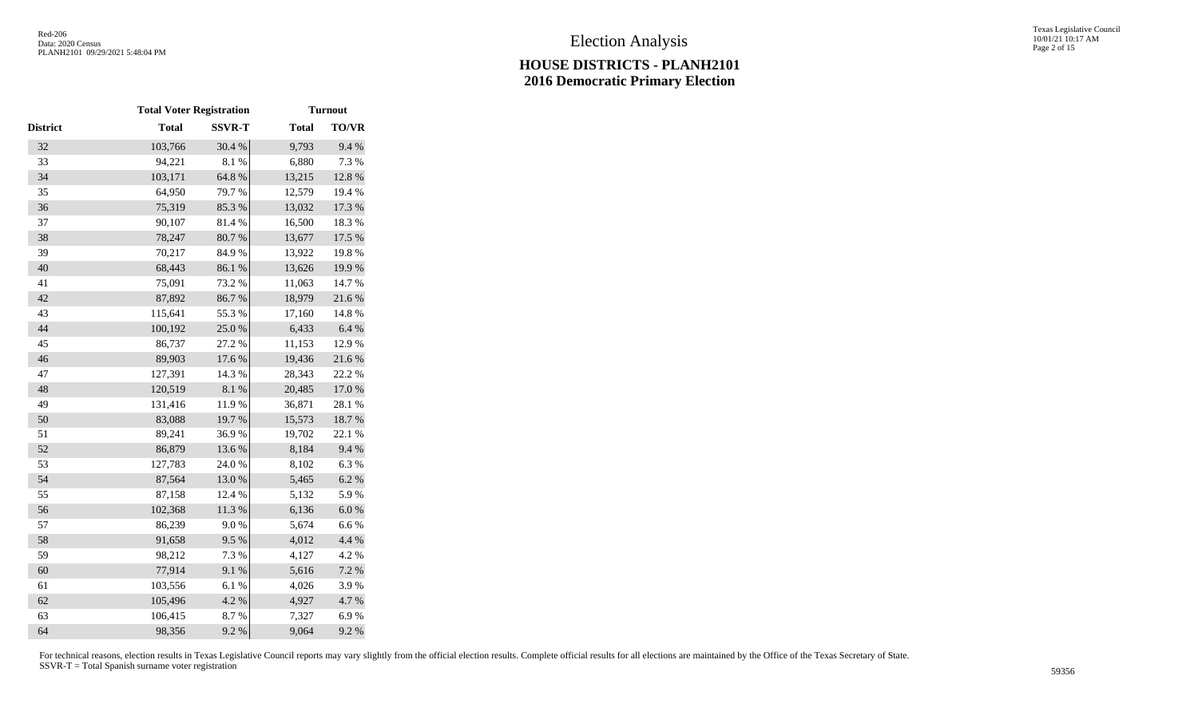# Election Analysis

## HOUSE DISTRICTS - PLANH2101
## 2016 Democratic Primary Election

| | Total Voter Registration | | Turnout | |
|---|---|---|---|---|
| District | Total | SSVR-T | Total | TO/VR |
| 32 | 103,766 | 30.4 % | 9,793 | 9.4 % |
| 33 | 94,221 | 8.1 % | 6,880 | 7.3 % |
| 34 | 103,171 | 64.8 % | 13,215 | 12.8 % |
| 35 | 64,950 | 79.7 % | 12,579 | 19.4 % |
| 36 | 75,319 | 85.3 % | 13,032 | 17.3 % |
| 37 | 90,107 | 81.4 % | 16,500 | 18.3 % |
| 38 | 78,247 | 80.7 % | 13,677 | 17.5 % |
| 39 | 70,217 | 84.9 % | 13,922 | 19.8 % |
| 40 | 68,443 | 86.1 % | 13,626 | 19.9 % |
| 41 | 75,091 | 73.2 % | 11,063 | 14.7 % |
| 42 | 87,892 | 86.7 % | 18,979 | 21.6 % |
| 43 | 115,641 | 55.3 % | 17,160 | 14.8 % |
| 44 | 100,192 | 25.0 % | 6,433 | 6.4 % |
| 45 | 86,737 | 27.2 % | 11,153 | 12.9 % |
| 46 | 89,903 | 17.6 % | 19,436 | 21.6 % |
| 47 | 127,391 | 14.3 % | 28,343 | 22.2 % |
| 48 | 120,519 | 8.1 % | 20,485 | 17.0 % |
| 49 | 131,416 | 11.9 % | 36,871 | 28.1 % |
| 50 | 83,088 | 19.7 % | 15,573 | 18.7 % |
| 51 | 89,241 | 36.9 % | 19,702 | 22.1 % |
| 52 | 86,879 | 13.6 % | 8,184 | 9.4 % |
| 53 | 127,783 | 24.0 % | 8,102 | 6.3 % |
| 54 | 87,564 | 13.0 % | 5,465 | 6.2 % |
| 55 | 87,158 | 12.4 % | 5,132 | 5.9 % |
| 56 | 102,368 | 11.3 % | 6,136 | 6.0 % |
| 57 | 86,239 | 9.0 % | 5,674 | 6.6 % |
| 58 | 91,658 | 9.5 % | 4,012 | 4.4 % |
| 59 | 98,212 | 7.3 % | 4,127 | 4.2 % |
| 60 | 77,914 | 9.1 % | 5,616 | 7.2 % |
| 61 | 103,556 | 6.1 % | 4,026 | 3.9 % |
| 62 | 105,496 | 4.2 % | 4,927 | 4.7 % |
| 63 | 106,415 | 8.7 % | 7,327 | 6.9 % |
| 64 | 98,356 | 9.2 % | 9,064 | 9.2 % |

For technical reasons, election results in Texas Legislative Council reports may vary slightly from the official election results. Complete official results for all elections are maintained by the Office of the Texas Secretary of State.
SSVR-T = Total Spanish surname voter registration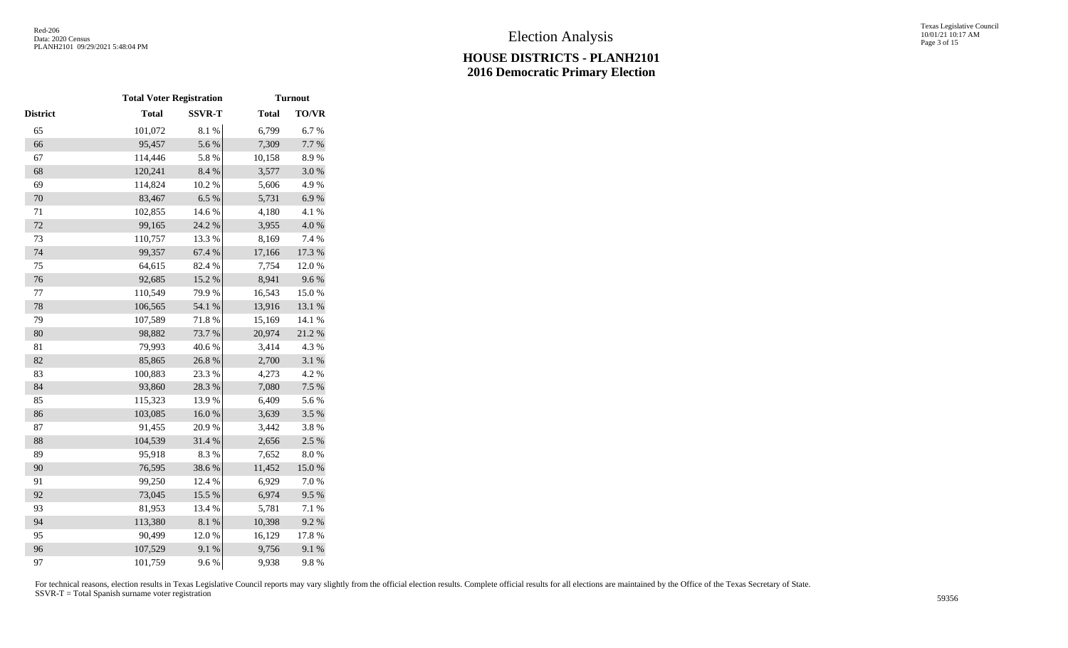# Election Analysis

## HOUSE DISTRICTS - PLANH2101
## 2016 Democratic Primary Election

| | Total Voter Registration | | Turnout | |
|---|---|---|---|---|
| District | Total | SSVR-T | Total | TO/VR |
| 65 | 101,072 | 8.1 % | 6,799 | 6.7 % |
| 66 | 95,457 | 5.6 % | 7,309 | 7.7 % |
| 67 | 114,446 | 5.8 % | 10,158 | 8.9 % |
| 68 | 120,241 | 8.4 % | 3,577 | 3.0 % |
| 69 | 114,824 | 10.2 % | 5,606 | 4.9 % |
| 70 | 83,467 | 6.5 % | 5,731 | 6.9 % |
| 71 | 102,855 | 14.6 % | 4,180 | 4.1 % |
| 72 | 99,165 | 24.2 % | 3,955 | 4.0 % |
| 73 | 110,757 | 13.3 % | 8,169 | 7.4 % |
| 74 | 99,357 | 67.4 % | 17,166 | 17.3 % |
| 75 | 64,615 | 82.4 % | 7,754 | 12.0 % |
| 76 | 92,685 | 15.2 % | 8,941 | 9.6 % |
| 77 | 110,549 | 79.9 % | 16,543 | 15.0 % |
| 78 | 106,565 | 54.1 % | 13,916 | 13.1 % |
| 79 | 107,589 | 71.8 % | 15,169 | 14.1 % |
| 80 | 98,882 | 73.7 % | 20,974 | 21.2 % |
| 81 | 79,993 | 40.6 % | 3,414 | 4.3 % |
| 82 | 85,865 | 26.8 % | 2,700 | 3.1 % |
| 83 | 100,883 | 23.3 % | 4,273 | 4.2 % |
| 84 | 93,860 | 28.3 % | 7,080 | 7.5 % |
| 85 | 115,323 | 13.9 % | 6,409 | 5.6 % |
| 86 | 103,085 | 16.0 % | 3,639 | 3.5 % |
| 87 | 91,455 | 20.9 % | 3,442 | 3.8 % |
| 88 | 104,539 | 31.4 % | 2,656 | 2.5 % |
| 89 | 95,918 | 8.3 % | 7,652 | 8.0 % |
| 90 | 76,595 | 38.6 % | 11,452 | 15.0 % |
| 91 | 99,250 | 12.4 % | 6,929 | 7.0 % |
| 92 | 73,045 | 15.5 % | 6,974 | 9.5 % |
| 93 | 81,953 | 13.4 % | 5,781 | 7.1 % |
| 94 | 113,380 | 8.1 % | 10,398 | 9.2 % |
| 95 | 90,499 | 12.0 % | 16,129 | 17.8 % |
| 96 | 107,529 | 9.1 % | 9,756 | 9.1 % |
| 97 | 101,759 | 9.6 % | 9,938 | 9.8 % |

For technical reasons, election results in Texas Legislative Council reports may vary slightly from the official election results. Complete official results for all elections are maintained by the Office of the Texas Secretary of State.
SSVR-T = Total Spanish surname voter registration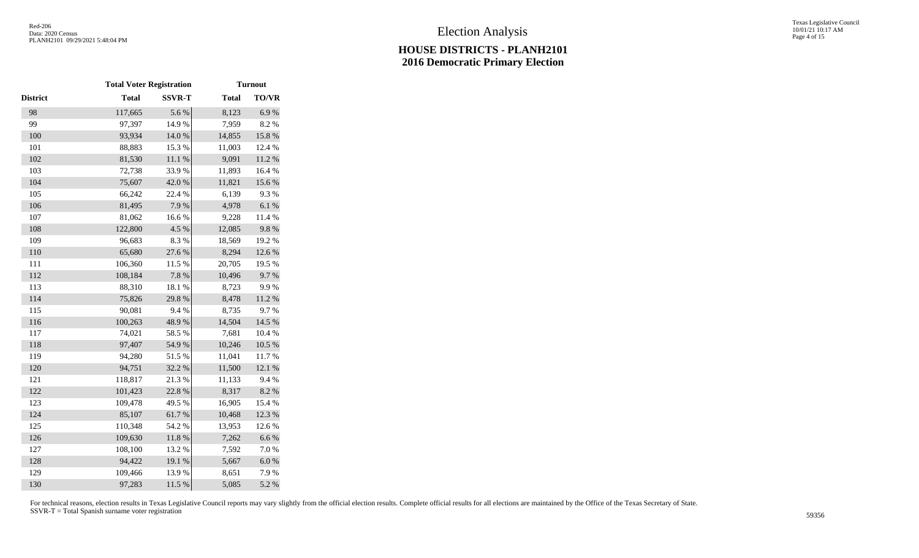# Election Analysis

## HOUSE DISTRICTS - PLANH2101
## 2016 Democratic Primary Election

| | Total Voter Registration | | Turnout | |
|---|---|---|---|---|
| District | Total | SSVR-T | Total | TO/VR |
| 98 | 117,665 | 5.6 % | 8,123 | 6.9 % |
| 99 | 97,397 | 14.9 % | 7,959 | 8.2 % |
| 100 | 93,934 | 14.0 % | 14,855 | 15.8 % |
| 101 | 88,883 | 15.3 % | 11,003 | 12.4 % |
| 102 | 81,530 | 11.1 % | 9,091 | 11.2 % |
| 103 | 72,738 | 33.9 % | 11,893 | 16.4 % |
| 104 | 75,607 | 42.0 % | 11,821 | 15.6 % |
| 105 | 66,242 | 22.4 % | 6,139 | 9.3 % |
| 106 | 81,495 | 7.9 % | 4,978 | 6.1 % |
| 107 | 81,062 | 16.6 % | 9,228 | 11.4 % |
| 108 | 122,800 | 4.5 % | 12,085 | 9.8 % |
| 109 | 96,683 | 8.3 % | 18,569 | 19.2 % |
| 110 | 65,680 | 27.6 % | 8,294 | 12.6 % |
| 111 | 106,360 | 11.5 % | 20,705 | 19.5 % |
| 112 | 108,184 | 7.8 % | 10,496 | 9.7 % |
| 113 | 88,310 | 18.1 % | 8,723 | 9.9 % |
| 114 | 75,826 | 29.8 % | 8,478 | 11.2 % |
| 115 | 90,081 | 9.4 % | 8,735 | 9.7 % |
| 116 | 100,263 | 48.9 % | 14,504 | 14.5 % |
| 117 | 74,021 | 58.5 % | 7,681 | 10.4 % |
| 118 | 97,407 | 54.9 % | 10,246 | 10.5 % |
| 119 | 94,280 | 51.5 % | 11,041 | 11.7 % |
| 120 | 94,751 | 32.2 % | 11,500 | 12.1 % |
| 121 | 118,817 | 21.3 % | 11,133 | 9.4 % |
| 122 | 101,423 | 22.8 % | 8,317 | 8.2 % |
| 123 | 109,478 | 49.5 % | 16,905 | 15.4 % |
| 124 | 85,107 | 61.7 % | 10,468 | 12.3 % |
| 125 | 110,348 | 54.2 % | 13,953 | 12.6 % |
| 126 | 109,630 | 11.8 % | 7,262 | 6.6 % |
| 127 | 108,100 | 13.2 % | 7,592 | 7.0 % |
| 128 | 94,422 | 19.1 % | 5,667 | 6.0 % |
| 129 | 109,466 | 13.9 % | 8,651 | 7.9 % |
| 130 | 97,283 | 11.5 % | 5,085 | 5.2 % |

For technical reasons, election results in Texas Legislative Council reports may vary slightly from the official election results. Complete official results for all elections are maintained by the Office of the Texas Secretary of State.
SSVR-T = Total Spanish surname voter registration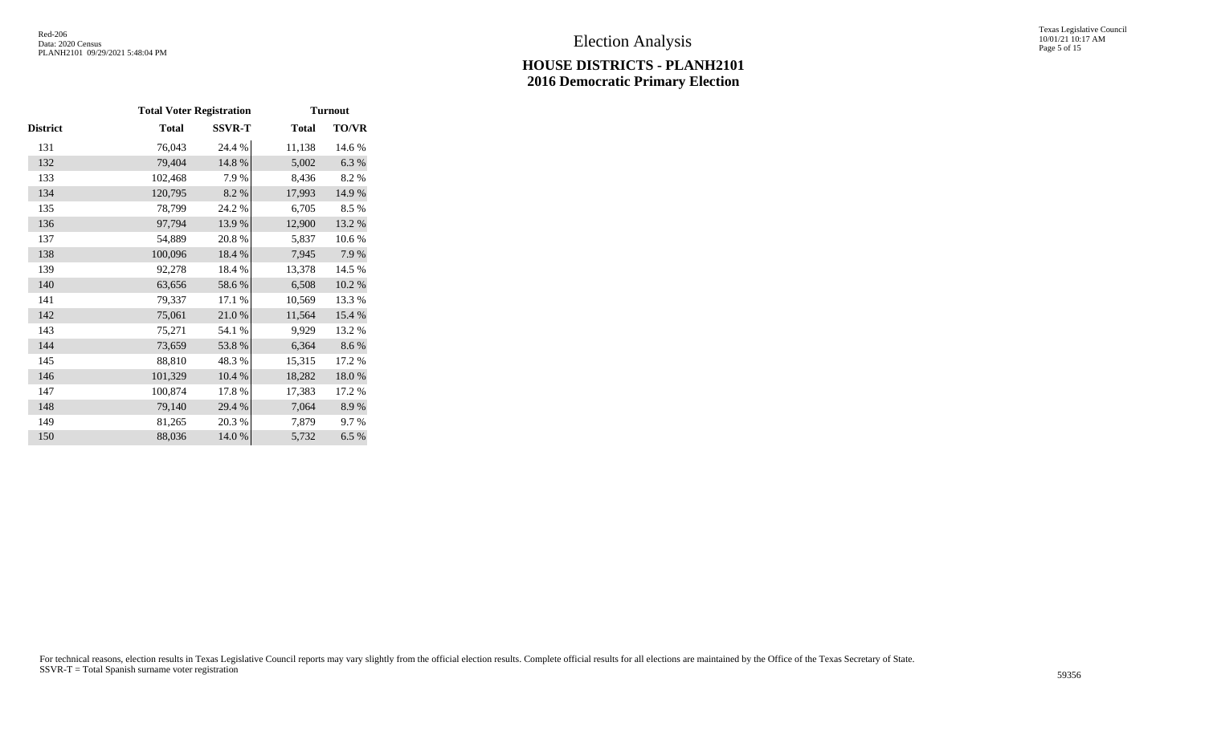Election Analysis

# HOUSE DISTRICTS - PLANH2101
## 2016 Democratic Primary Election

| | Total Voter Registration | | Turnout | |
|---|---|---|---|---|
| District | Total | SSVR-T | Total | TO/VR |
| 131 | 76,043 | 24.4 % | 11,138 | 14.6 % |
| 132 | 79,404 | 14.8 % | 5,002 | 6.3 % |
| 133 | 102,468 | 7.9 % | 8,436 | 8.2 % |
| 134 | 120,795 | 8.2 % | 17,993 | 14.9 % |
| 135 | 78,799 | 24.2 % | 6,705 | 8.5 % |
| 136 | 97,794 | 13.9 % | 12,900 | 13.2 % |
| 137 | 54,889 | 20.8 % | 5,837 | 10.6 % |
| 138 | 100,096 | 18.4 % | 7,945 | 7.9 % |
| 139 | 92,278 | 18.4 % | 13,378 | 14.5 % |
| 140 | 63,656 | 58.6 % | 6,508 | 10.2 % |
| 141 | 79,337 | 17.1 % | 10,569 | 13.3 % |
| 142 | 75,061 | 21.0 % | 11,564 | 15.4 % |
| 143 | 75,271 | 54.1 % | 9,929 | 13.2 % |
| 144 | 73,659 | 53.8 % | 6,364 | 8.6 % |
| 145 | 88,810 | 48.3 % | 15,315 | 17.2 % |
| 146 | 101,329 | 10.4 % | 18,282 | 18.0 % |
| 147 | 100,874 | 17.8 % | 17,383 | 17.2 % |
| 148 | 79,140 | 29.4 % | 7,064 | 8.9 % |
| 149 | 81,265 | 20.3 % | 7,879 | 9.7 % |
| 150 | 88,036 | 14.0 % | 5,732 | 6.5 % |

For technical reasons, election results in Texas Legislative Council reports may vary slightly from the official election results. Complete official results for all elections are maintained by the Office of the Texas Secretary of State.
SSVR-T = Total Spanish surname voter registration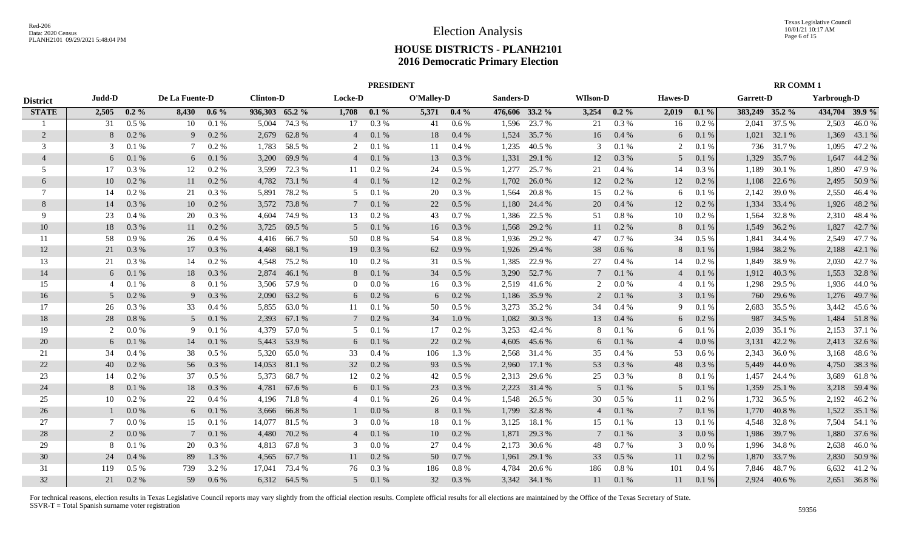# Election Analysis

## HOUSE DISTRICTS - PLANH2101

## 2016 Democratic Primary Election

| | PRESIDENT | | | | | | | | | | | | | | | | | | RR COMM 1 | | | |
|---|---|---|---|---|---|---|---|---|---|---|---|---|---|---|---|---|---|---|---|---|---|---|
| District | Judd-D | | De La Fuente-D | | Clinton-D | | Locke-D | | O'Malley-D | | Sanders-D | | WIlson-D | | Hawes-D | | Garrett-D | | Yarbrough-D | |
| **STATE** | **2,505** | **0.2 %** | **8,430** | **0.6 %** | **936,303** | **65.2 %** | **1,708** | **0.1 %** | **5,371** | **0.4 %** | **476,606** | **33.2 %** | **3,254** | **0.2 %** | **2,019** | **0.1 %** | **383,249** | **35.2 %** | **434,704** | **39.9 %** |
| 1 | 31 | 0.5 % | 10 | 0.1 % | 5,004 | 74.3 % | 17 | 0.3 % | 41 | 0.6 % | 1,596 | 23.7 % | 21 | 0.3 % | 16 | 0.2 % | 2,041 | 37.5 % | 2,503 | 46.0 % |
| 2 | 8 | 0.2 % | 9 | 0.2 % | 2,679 | 62.8 % | 4 | 0.1 % | 18 | 0.4 % | 1,524 | 35.7 % | 16 | 0.4 % | 6 | 0.1 % | 1,021 | 32.1 % | 1,369 | 43.1 % |
| 3 | 3 | 0.1 % | 7 | 0.2 % | 1,783 | 58.5 % | 2 | 0.1 % | 11 | 0.4 % | 1,235 | 40.5 % | 3 | 0.1 % | 2 | 0.1 % | 736 | 31.7 % | 1,095 | 47.2 % |
| 4 | 6 | 0.1 % | 6 | 0.1 % | 3,200 | 69.9 % | 4 | 0.1 % | 13 | 0.3 % | 1,331 | 29.1 % | 12 | 0.3 % | 5 | 0.1 % | 1,329 | 35.7 % | 1,647 | 44.2 % |
| 5 | 17 | 0.3 % | 12 | 0.2 % | 3,599 | 72.3 % | 11 | 0.2 % | 24 | 0.5 % | 1,277 | 25.7 % | 21 | 0.4 % | 14 | 0.3 % | 1,189 | 30.1 % | 1,890 | 47.9 % |
| 6 | 10 | 0.2 % | 11 | 0.2 % | 4,782 | 73.1 % | 4 | 0.1 % | 12 | 0.2 % | 1,702 | 26.0 % | 12 | 0.2 % | 12 | 0.2 % | 1,108 | 22.6 % | 2,495 | 50.9 % |
| 7 | 14 | 0.2 % | 21 | 0.3 % | 5,891 | 78.2 % | 5 | 0.1 % | 20 | 0.3 % | 1,564 | 20.8 % | 15 | 0.2 % | 6 | 0.1 % | 2,142 | 39.0 % | 2,550 | 46.4 % |
| 8 | 14 | 0.3 % | 10 | 0.2 % | 3,572 | 73.8 % | 7 | 0.1 % | 22 | 0.5 % | 1,180 | 24.4 % | 20 | 0.4 % | 12 | 0.2 % | 1,334 | 33.4 % | 1,926 | 48.2 % |
| 9 | 23 | 0.4 % | 20 | 0.3 % | 4,604 | 74.9 % | 13 | 0.2 % | 43 | 0.7 % | 1,386 | 22.5 % | 51 | 0.8 % | 10 | 0.2 % | 1,564 | 32.8 % | 2,310 | 48.4 % |
| 10 | 18 | 0.3 % | 11 | 0.2 % | 3,725 | 69.5 % | 5 | 0.1 % | 16 | 0.3 % | 1,568 | 29.2 % | 11 | 0.2 % | 8 | 0.1 % | 1,549 | 36.2 % | 1,827 | 42.7 % |
| 11 | 58 | 0.9 % | 26 | 0.4 % | 4,416 | 66.7 % | 50 | 0.8 % | 54 | 0.8 % | 1,936 | 29.2 % | 47 | 0.7 % | 34 | 0.5 % | 1,841 | 34.4 % | 2,549 | 47.7 % |
| 12 | 21 | 0.3 % | 17 | 0.3 % | 4,468 | 68.1 % | 19 | 0.3 % | 62 | 0.9 % | 1,926 | 29.4 % | 38 | 0.6 % | 8 | 0.1 % | 1,984 | 38.2 % | 2,188 | 42.1 % |
| 13 | 21 | 0.3 % | 14 | 0.2 % | 4,548 | 75.2 % | 10 | 0.2 % | 31 | 0.5 % | 1,385 | 22.9 % | 27 | 0.4 % | 14 | 0.2 % | 1,849 | 38.9 % | 2,030 | 42.7 % |
| 14 | 6 | 0.1 % | 18 | 0.3 % | 2,874 | 46.1 % | 8 | 0.1 % | 34 | 0.5 % | 3,290 | 52.7 % | 7 | 0.1 % | 4 | 0.1 % | 1,912 | 40.3 % | 1,553 | 32.8 % |
| 15 | 4 | 0.1 % | 8 | 0.1 % | 3,506 | 57.9 % | 0 | 0.0 % | 16 | 0.3 % | 2,519 | 41.6 % | 2 | 0.0 % | 4 | 0.1 % | 1,298 | 29.5 % | 1,936 | 44.0 % |
| 16 | 5 | 0.2 % | 9 | 0.3 % | 2,090 | 63.2 % | 6 | 0.2 % | 6 | 0.2 % | 1,186 | 35.9 % | 2 | 0.1 % | 3 | 0.1 % | 760 | 29.6 % | 1,276 | 49.7 % |
| 17 | 26 | 0.3 % | 33 | 0.4 % | 5,855 | 63.0 % | 11 | 0.1 % | 50 | 0.5 % | 3,273 | 35.2 % | 34 | 0.4 % | 9 | 0.1 % | 2,683 | 35.5 % | 3,442 | 45.6 % |
| 18 | 28 | 0.8 % | 5 | 0.1 % | 2,393 | 67.1 % | 7 | 0.2 % | 34 | 1.0 % | 1,082 | 30.3 % | 13 | 0.4 % | 6 | 0.2 % | 987 | 34.5 % | 1,484 | 51.8 % |
| 19 | 2 | 0.0 % | 9 | 0.1 % | 4,379 | 57.0 % | 5 | 0.1 % | 17 | 0.2 % | 3,253 | 42.4 % | 8 | 0.1 % | 6 | 0.1 % | 2,039 | 35.1 % | 2,153 | 37.1 % |
| 20 | 6 | 0.1 % | 14 | 0.1 % | 5,443 | 53.9 % | 6 | 0.1 % | 22 | 0.2 % | 4,605 | 45.6 % | 6 | 0.1 % | 4 | 0.0 % | 3,131 | 42.2 % | 2,413 | 32.6 % |
| 21 | 34 | 0.4 % | 38 | 0.5 % | 5,320 | 65.0 % | 33 | 0.4 % | 106 | 1.3 % | 2,568 | 31.4 % | 35 | 0.4 % | 53 | 0.6 % | 2,343 | 36.0 % | 3,168 | 48.6 % |
| 22 | 40 | 0.2 % | 56 | 0.3 % | 14,053 | 81.1 % | 32 | 0.2 % | 93 | 0.5 % | 2,960 | 17.1 % | 53 | 0.3 % | 48 | 0.3 % | 5,449 | 44.0 % | 4,750 | 38.3 % |
| 23 | 14 | 0.2 % | 37 | 0.5 % | 5,373 | 68.7 % | 12 | 0.2 % | 42 | 0.5 % | 2,313 | 29.6 % | 25 | 0.3 % | 8 | 0.1 % | 1,457 | 24.4 % | 3,689 | 61.8 % |
| 24 | 8 | 0.1 % | 18 | 0.3 % | 4,781 | 67.6 % | 6 | 0.1 % | 23 | 0.3 % | 2,223 | 31.4 % | 5 | 0.1 % | 5 | 0.1 % | 1,359 | 25.1 % | 3,218 | 59.4 % |
| 25 | 10 | 0.2 % | 22 | 0.4 % | 4,196 | 71.8 % | 4 | 0.1 % | 26 | 0.4 % | 1,548 | 26.5 % | 30 | 0.5 % | 11 | 0.2 % | 1,732 | 36.5 % | 2,192 | 46.2 % |
| 26 | 1 | 0.0 % | 6 | 0.1 % | 3,666 | 66.8 % | 1 | 0.0 % | 8 | 0.1 % | 1,799 | 32.8 % | 4 | 0.1 % | 7 | 0.1 % | 1,770 | 40.8 % | 1,522 | 35.1 % |
| 27 | 7 | 0.0 % | 15 | 0.1 % | 14,077 | 81.5 % | 3 | 0.0 % | 18 | 0.1 % | 3,125 | 18.1 % | 15 | 0.1 % | 13 | 0.1 % | 4,548 | 32.8 % | 7,504 | 54.1 % |
| 28 | 2 | 0.0 % | 7 | 0.1 % | 4,480 | 70.2 % | 4 | 0.1 % | 10 | 0.2 % | 1,871 | 29.3 % | 7 | 0.1 % | 3 | 0.0 % | 1,986 | 39.7 % | 1,880 | 37.6 % |
| 29 | 8 | 0.1 % | 20 | 0.3 % | 4,813 | 67.8 % | 3 | 0.0 % | 27 | 0.4 % | 2,173 | 30.6 % | 48 | 0.7 % | 3 | 0.0 % | 1,996 | 34.8 % | 2,638 | 46.0 % |
| 30 | 24 | 0.4 % | 89 | 1.3 % | 4,565 | 67.7 % | 11 | 0.2 % | 50 | 0.7 % | 1,961 | 29.1 % | 33 | 0.5 % | 11 | 0.2 % | 1,870 | 33.7 % | 2,830 | 50.9 % |
| 31 | 119 | 0.5 % | 739 | 3.2 % | 17,041 | 73.4 % | 76 | 0.3 % | 186 | 0.8 % | 4,784 | 20.6 % | 186 | 0.8 % | 101 | 0.4 % | 7,846 | 48.7 % | 6,632 | 41.2 % |
| 32 | 21 | 0.2 % | 59 | 0.6 % | 6,312 | 64.5 % | 5 | 0.1 % | 32 | 0.3 % | 3,342 | 34.1 % | 11 | 0.1 % | 11 | 0.1 % | 2,924 | 40.6 % | 2,651 | 36.8 % |

For technical reasons, election results in Texas Legislative Council reports may vary slightly from the official election results. Complete official results for all elections are maintained by the Office of the Texas Secretary of State.
SSVR-T = Total Spanish surname voter registration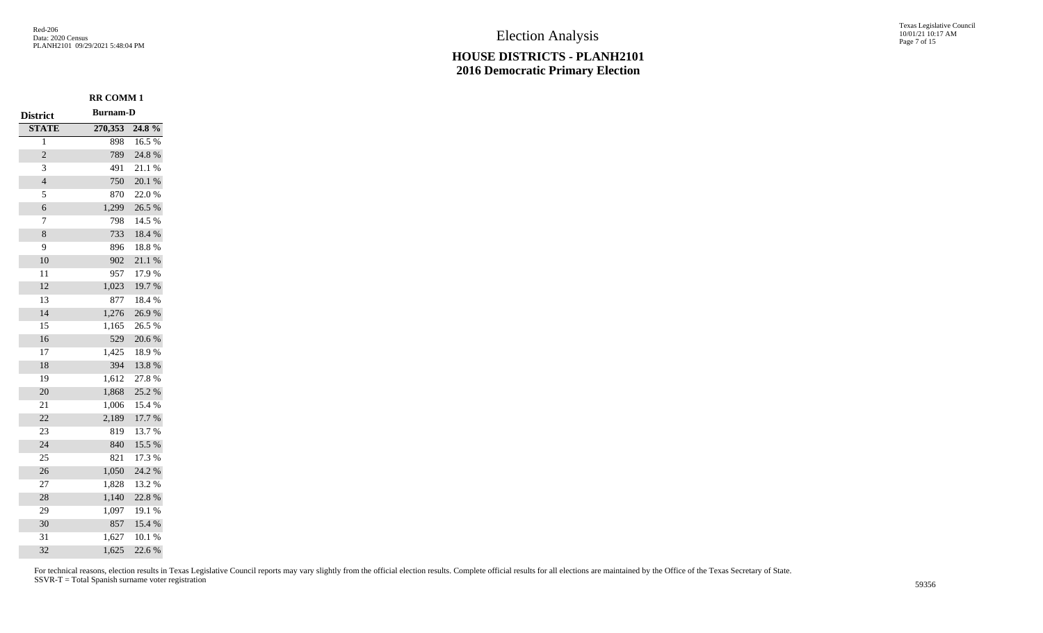Red-206
Data: 2020 Census
PLANH2101 09/29/2021 5:48:04 PM

Texas Legislative Council
10/01/21 10:17 AM

# Election Analysis

## HOUSE DISTRICTS - PLANH2101
## 2016 Democratic Primary Election

| District | RR COMM 1 Burnam-D | |
|---|---|---|
| STATE | 270,353 | 24.8 % |
| 1 | 898 | 16.5 % |
| 2 | 789 | 24.8 % |
| 3 | 491 | 21.1 % |
| 4 | 750 | 20.1 % |
| 5 | 870 | 22.0 % |
| 6 | 1,299 | 26.5 % |
| 7 | 798 | 14.5 % |
| 8 | 733 | 18.4 % |
| 9 | 896 | 18.8 % |
| 10 | 902 | 21.1 % |
| 11 | 957 | 17.9 % |
| 12 | 1,023 | 19.7 % |
| 13 | 877 | 18.4 % |
| 14 | 1,276 | 26.9 % |
| 15 | 1,165 | 26.5 % |
| 16 | 529 | 20.6 % |
| 17 | 1,425 | 18.9 % |
| 18 | 394 | 13.8 % |
| 19 | 1,612 | 27.8 % |
| 20 | 1,868 | 25.2 % |
| 21 | 1,006 | 15.4 % |
| 22 | 2,189 | 17.7 % |
| 23 | 819 | 13.7 % |
| 24 | 840 | 15.5 % |
| 25 | 821 | 17.3 % |
| 26 | 1,050 | 24.2 % |
| 27 | 1,828 | 13.2 % |
| 28 | 1,140 | 22.8 % |
| 29 | 1,097 | 19.1 % |
| 30 | 857 | 15.4 % |
| 31 | 1,627 | 10.1 % |
| 32 | 1,625 | 22.6 % |

For technical reasons, election results in Texas Legislative Council reports may vary slightly from the official election results. Complete official results for all elections are maintained by the Office of the Texas Secretary of State.
SSVR-T = Total Spanish surname voter registration

59356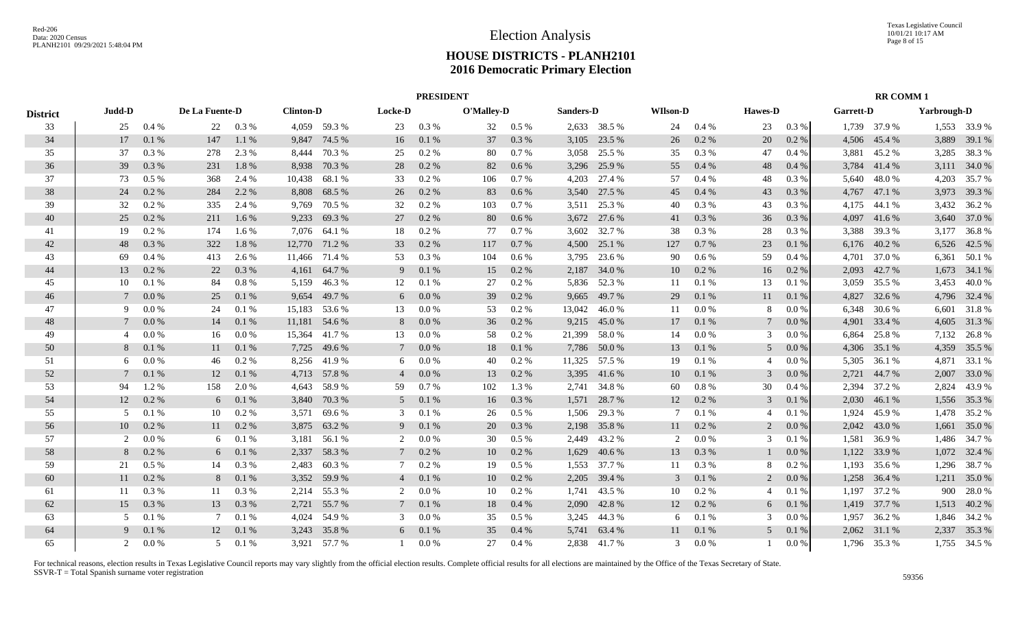# Election Analysis

## HOUSE DISTRICTS - PLANH2101
## 2016 Democratic Primary Election

| District | PRESIDENT | | | | | | | | | | | | | | | | RR COMM 1 | | | |
|---|---|---|---|---|---|---|---|---|---|---|---|---|---|---|---|---|---|---|---|---|
| | Judd-D | | De La Fuente-D | | Clinton-D | | Locke-D | | O'Malley-D | | Sanders-D | | WIlson-D | | Hawes-D | | Garrett-D | | Yarbrough-D | |
| 33 | 25 | 0.4 % | 22 | 0.3 % | 4,059 | 59.3 % | 23 | 0.3 % | 32 | 0.5 % | 2,633 | 38.5 % | 24 | 0.4 % | 23 | 0.3 % | 1,739 | 37.9 % | 1,553 | 33.9 % |
| 34 | 17 | 0.1 % | 147 | 1.1 % | 9,847 | 74.5 % | 16 | 0.1 % | 37 | 0.3 % | 3,105 | 23.5 % | 26 | 0.2 % | 20 | 0.2 % | 4,506 | 45.4 % | 3,889 | 39.1 % |
| 35 | 37 | 0.3 % | 278 | 2.3 % | 8,444 | 70.3 % | 25 | 0.2 % | 80 | 0.7 % | 3,058 | 25.5 % | 35 | 0.3 % | 47 | 0.4 % | 3,881 | 45.2 % | 3,285 | 38.3 % |
| 36 | 39 | 0.3 % | 231 | 1.8 % | 8,938 | 70.3 % | 28 | 0.2 % | 82 | 0.6 % | 3,296 | 25.9 % | 55 | 0.4 % | 48 | 0.4 % | 3,784 | 41.4 % | 3,111 | 34.0 % |
| 37 | 73 | 0.5 % | 368 | 2.4 % | 10,438 | 68.1 % | 33 | 0.2 % | 106 | 0.7 % | 4,203 | 27.4 % | 57 | 0.4 % | 48 | 0.3 % | 5,640 | 48.0 % | 4,203 | 35.7 % |
| 38 | 24 | 0.2 % | 284 | 2.2 % | 8,808 | 68.5 % | 26 | 0.2 % | 83 | 0.6 % | 3,540 | 27.5 % | 45 | 0.4 % | 43 | 0.3 % | 4,767 | 47.1 % | 3,973 | 39.3 % |
| 39 | 32 | 0.2 % | 335 | 2.4 % | 9,769 | 70.5 % | 32 | 0.2 % | 103 | 0.7 % | 3,511 | 25.3 % | 40 | 0.3 % | 43 | 0.3 % | 4,175 | 44.1 % | 3,432 | 36.2 % |
| 40 | 25 | 0.2 % | 211 | 1.6 % | 9,233 | 69.3 % | 27 | 0.2 % | 80 | 0.6 % | 3,672 | 27.6 % | 41 | 0.3 % | 36 | 0.3 % | 4,097 | 41.6 % | 3,640 | 37.0 % |
| 41 | 19 | 0.2 % | 174 | 1.6 % | 7,076 | 64.1 % | 18 | 0.2 % | 77 | 0.7 % | 3,602 | 32.7 % | 38 | 0.3 % | 28 | 0.3 % | 3,388 | 39.3 % | 3,177 | 36.8 % |
| 42 | 48 | 0.3 % | 322 | 1.8 % | 12,770 | 71.2 % | 33 | 0.2 % | 117 | 0.7 % | 4,500 | 25.1 % | 127 | 0.7 % | 23 | 0.1 % | 6,176 | 40.2 % | 6,526 | 42.5 % |
| 43 | 69 | 0.4 % | 413 | 2.6 % | 11,466 | 71.4 % | 53 | 0.3 % | 104 | 0.6 % | 3,795 | 23.6 % | 90 | 0.6 % | 59 | 0.4 % | 4,701 | 37.0 % | 6,361 | 50.1 % |
| 44 | 13 | 0.2 % | 22 | 0.3 % | 4,161 | 64.7 % | 9 | 0.1 % | 15 | 0.2 % | 2,187 | 34.0 % | 10 | 0.2 % | 16 | 0.2 % | 2,093 | 42.7 % | 1,673 | 34.1 % |
| 45 | 10 | 0.1 % | 84 | 0.8 % | 5,159 | 46.3 % | 12 | 0.1 % | 27 | 0.2 % | 5,836 | 52.3 % | 11 | 0.1 % | 13 | 0.1 % | 3,059 | 35.5 % | 3,453 | 40.0 % |
| 46 | 7 | 0.0 % | 25 | 0.1 % | 9,654 | 49.7 % | 6 | 0.0 % | 39 | 0.2 % | 9,665 | 49.7 % | 29 | 0.1 % | 11 | 0.1 % | 4,827 | 32.6 % | 4,796 | 32.4 % |
| 47 | 9 | 0.0 % | 24 | 0.1 % | 15,183 | 53.6 % | 13 | 0.0 % | 53 | 0.2 % | 13,042 | 46.0 % | 11 | 0.0 % | 8 | 0.0 % | 6,348 | 30.6 % | 6,601 | 31.8 % |
| 48 | 7 | 0.0 % | 14 | 0.1 % | 11,181 | 54.6 % | 8 | 0.0 % | 36 | 0.2 % | 9,215 | 45.0 % | 17 | 0.1 % | 7 | 0.0 % | 4,901 | 33.4 % | 4,605 | 31.3 % |
| 49 | 4 | 0.0 % | 16 | 0.0 % | 15,364 | 41.7 % | 13 | 0.0 % | 58 | 0.2 % | 21,399 | 58.0 % | 14 | 0.0 % | 3 | 0.0 % | 6,864 | 25.8 % | 7,132 | 26.8 % |
| 50 | 8 | 0.1 % | 11 | 0.1 % | 7,725 | 49.6 % | 7 | 0.0 % | 18 | 0.1 % | 7,786 | 50.0 % | 13 | 0.1 % | 5 | 0.0 % | 4,306 | 35.1 % | 4,359 | 35.5 % |
| 51 | 6 | 0.0 % | 46 | 0.2 % | 8,256 | 41.9 % | 6 | 0.0 % | 40 | 0.2 % | 11,325 | 57.5 % | 19 | 0.1 % | 4 | 0.0 % | 5,305 | 36.1 % | 4,871 | 33.1 % |
| 52 | 7 | 0.1 % | 12 | 0.1 % | 4,713 | 57.8 % | 4 | 0.0 % | 13 | 0.2 % | 3,395 | 41.6 % | 10 | 0.1 % | 3 | 0.0 % | 2,721 | 44.7 % | 2,007 | 33.0 % |
| 53 | 94 | 1.2 % | 158 | 2.0 % | 4,643 | 58.9 % | 59 | 0.7 % | 102 | 1.3 % | 2,741 | 34.8 % | 60 | 0.8 % | 30 | 0.4 % | 2,394 | 37.2 % | 2,824 | 43.9 % |
| 54 | 12 | 0.2 % | 6 | 0.1 % | 3,840 | 70.3 % | 5 | 0.1 % | 16 | 0.3 % | 1,571 | 28.7 % | 12 | 0.2 % | 3 | 0.1 % | 2,030 | 46.1 % | 1,556 | 35.3 % |
| 55 | 5 | 0.1 % | 10 | 0.2 % | 3,571 | 69.6 % | 3 | 0.1 % | 26 | 0.5 % | 1,506 | 29.3 % | 7 | 0.1 % | 4 | 0.1 % | 1,924 | 45.9 % | 1,478 | 35.2 % |
| 56 | 10 | 0.2 % | 11 | 0.2 % | 3,875 | 63.2 % | 9 | 0.1 % | 20 | 0.3 % | 2,198 | 35.8 % | 11 | 0.2 % | 2 | 0.0 % | 2,042 | 43.0 % | 1,661 | 35.0 % |
| 57 | 2 | 0.0 % | 6 | 0.1 % | 3,181 | 56.1 % | 2 | 0.0 % | 30 | 0.5 % | 2,449 | 43.2 % | 2 | 0.0 % | 3 | 0.1 % | 1,581 | 36.9 % | 1,486 | 34.7 % |
| 58 | 8 | 0.2 % | 6 | 0.1 % | 2,337 | 58.3 % | 7 | 0.2 % | 10 | 0.2 % | 1,629 | 40.6 % | 13 | 0.3 % | 1 | 0.0 % | 1,122 | 33.9 % | 1,072 | 32.4 % |
| 59 | 21 | 0.5 % | 14 | 0.3 % | 2,483 | 60.3 % | 7 | 0.2 % | 19 | 0.5 % | 1,553 | 37.7 % | 11 | 0.3 % | 8 | 0.2 % | 1,193 | 35.6 % | 1,296 | 38.7 % |
| 60 | 11 | 0.2 % | 8 | 0.1 % | 3,352 | 59.9 % | 4 | 0.1 % | 10 | 0.2 % | 2,205 | 39.4 % | 3 | 0.1 % | 2 | 0.0 % | 1,258 | 36.4 % | 1,211 | 35.0 % |
| 61 | 11 | 0.3 % | 11 | 0.3 % | 2,214 | 55.3 % | 2 | 0.0 % | 10 | 0.2 % | 1,741 | 43.5 % | 10 | 0.2 % | 4 | 0.1 % | 1,197 | 37.2 % | 900 | 28.0 % |
| 62 | 15 | 0.3 % | 13 | 0.3 % | 2,721 | 55.7 % | 7 | 0.1 % | 18 | 0.4 % | 2,090 | 42.8 % | 12 | 0.2 % | 6 | 0.1 % | 1,419 | 37.7 % | 1,513 | 40.2 % |
| 63 | 5 | 0.1 % | 7 | 0.1 % | 4,024 | 54.9 % | 3 | 0.0 % | 35 | 0.5 % | 3,245 | 44.3 % | 6 | 0.1 % | 3 | 0.0 % | 1,957 | 36.2 % | 1,846 | 34.2 % |
| 64 | 9 | 0.1 % | 12 | 0.1 % | 3,243 | 35.8 % | 6 | 0.1 % | 35 | 0.4 % | 5,741 | 63.4 % | 11 | 0.1 % | 5 | 0.1 % | 2,062 | 31.1 % | 2,337 | 35.3 % |
| 65 | 2 | 0.0 % | 5 | 0.1 % | 3,921 | 57.7 % | 1 | 0.0 % | 27 | 0.4 % | 2,838 | 41.7 % | 3 | 0.0 % | 1 | 0.0 % | 1,796 | 35.3 % | 1,755 | 34.5 % |

For technical reasons, election results in Texas Legislative Council reports may vary slightly from the official election results. Complete official results for all elections are maintained by the Office of the Texas Secretary of State.
SSVR-T = Total Spanish surname voter registration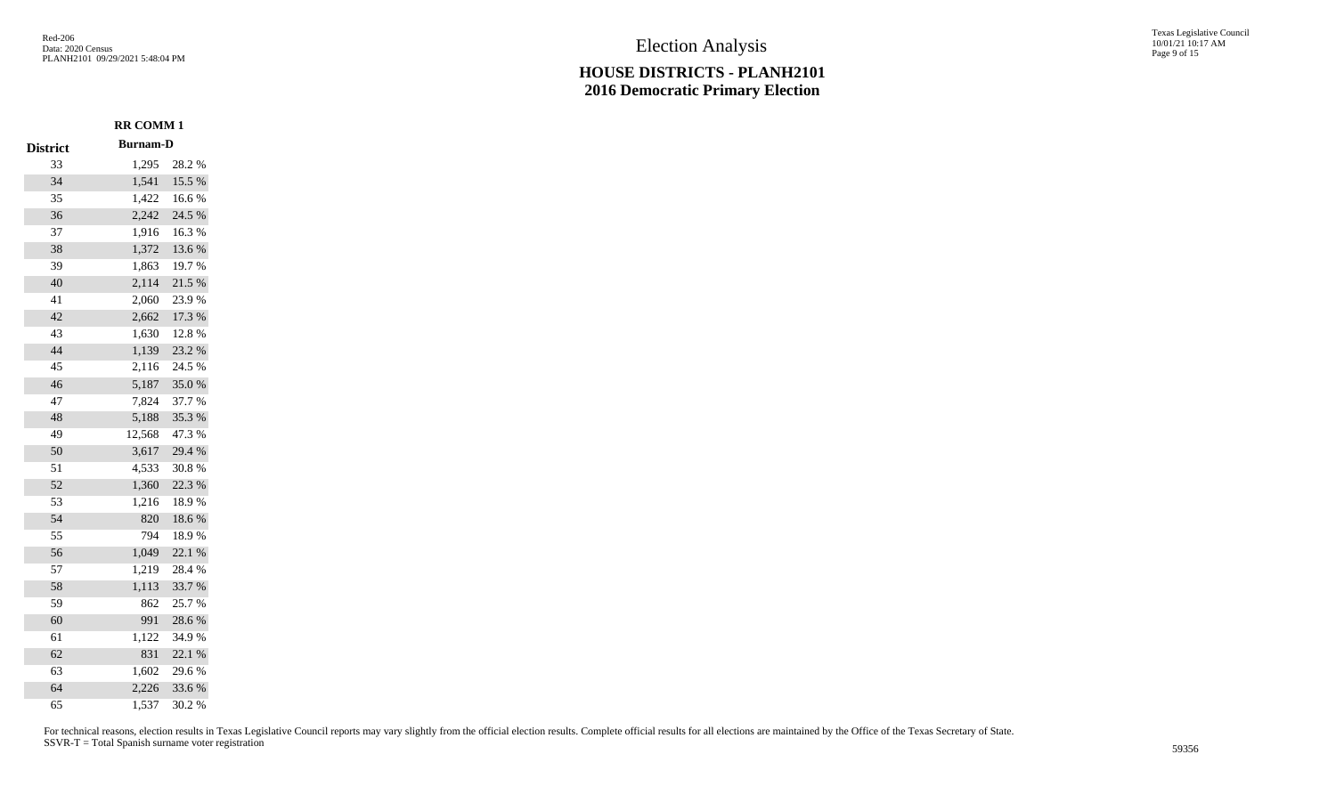# Election Analysis

## HOUSE DISTRICTS - PLANH2101
## 2016 Democratic Primary Election

| District | RR COMM 1 Burnam-D | |
|---|---|---|
| 33 | 1,295 | 28.2 % |
| 34 | 1,541 | 15.5 % |
| 35 | 1,422 | 16.6 % |
| 36 | 2,242 | 24.5 % |
| 37 | 1,916 | 16.3 % |
| 38 | 1,372 | 13.6 % |
| 39 | 1,863 | 19.7 % |
| 40 | 2,114 | 21.5 % |
| 41 | 2,060 | 23.9 % |
| 42 | 2,662 | 17.3 % |
| 43 | 1,630 | 12.8 % |
| 44 | 1,139 | 23.2 % |
| 45 | 2,116 | 24.5 % |
| 46 | 5,187 | 35.0 % |
| 47 | 7,824 | 37.7 % |
| 48 | 5,188 | 35.3 % |
| 49 | 12,568 | 47.3 % |
| 50 | 3,617 | 29.4 % |
| 51 | 4,533 | 30.8 % |
| 52 | 1,360 | 22.3 % |
| 53 | 1,216 | 18.9 % |
| 54 | 820 | 18.6 % |
| 55 | 794 | 18.9 % |
| 56 | 1,049 | 22.1 % |
| 57 | 1,219 | 28.4 % |
| 58 | 1,113 | 33.7 % |
| 59 | 862 | 25.7 % |
| 60 | 991 | 28.6 % |
| 61 | 1,122 | 34.9 % |
| 62 | 831 | 22.1 % |
| 63 | 1,602 | 29.6 % |
| 64 | 2,226 | 33.6 % |
| 65 | 1,537 | 30.2 % |

For technical reasons, election results in Texas Legislative Council reports may vary slightly from the official election results. Complete official results for all elections are maintained by the Office of the Texas Secretary of State.
SSVR-T = Total Spanish surname voter registration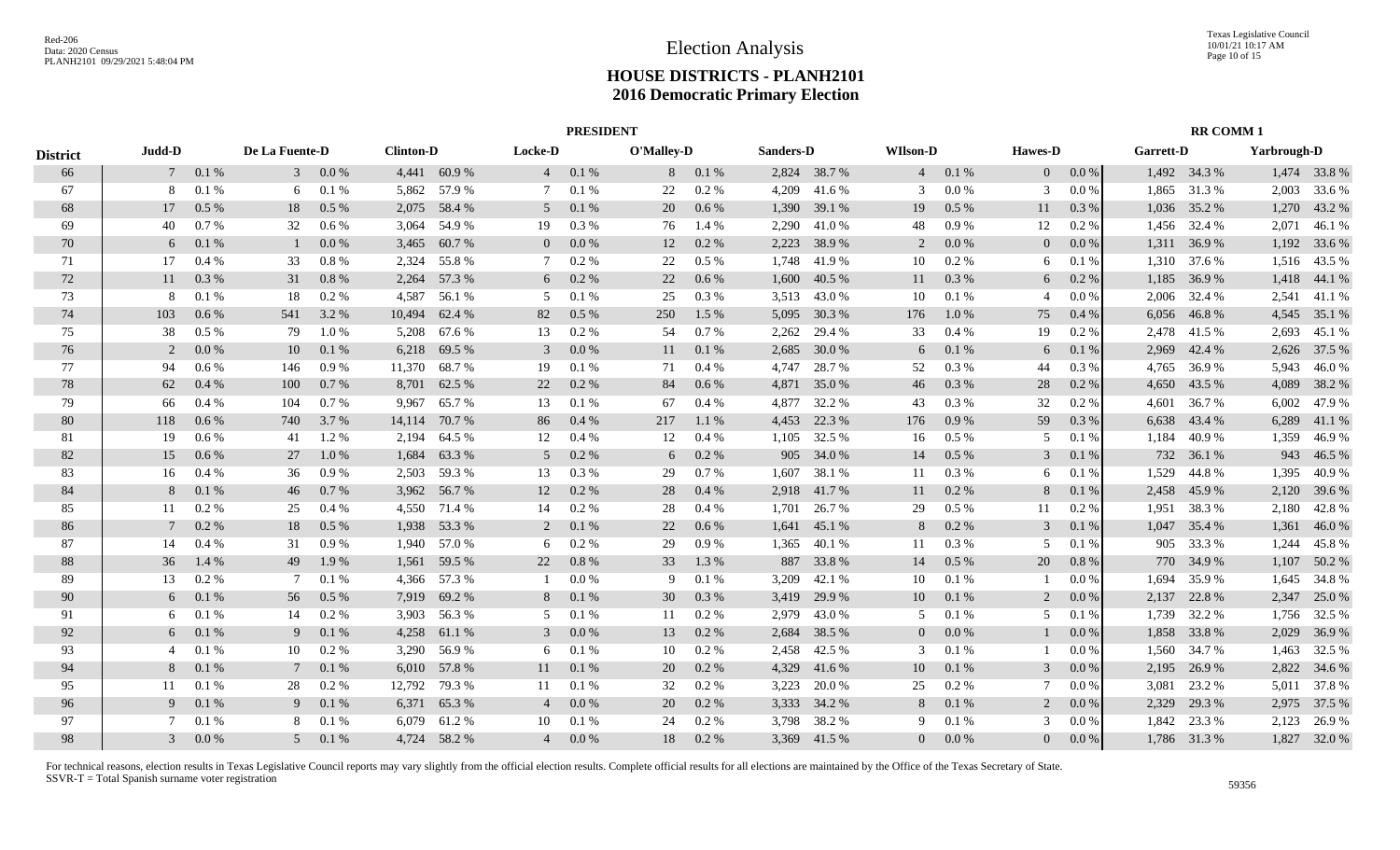# Election Analysis

## HOUSE DISTRICTS - PLANH2101
## 2016 Democratic Primary Election

| District | PRESIDENT | | | | | | | | | | | | | | | | | | RR COMM 1 | | | |
|---|---|---|---|---|---|---|---|---|---|---|---|---|---|---|---|---|---|---|---|---|---|---|
| | Judd-D | | De La Fuente-D | | Clinton-D | | Locke-D | | O'Malley-D | | Sanders-D | | WIlson-D | | Hawes-D | | | | Garrett-D | | Yarbrough-D | |
| 66 | 7 | 0.1 % | 3 | 0.0 % | 4,441 | 60.9 % | 4 | 0.1 % | 8 | 0.1 % | 2,824 | 38.7 % | 4 | 0.1 % | 0 | 0.0 % | | | 1,492 | 34.3 % | 1,474 | 33.8 % |
| 67 | 8 | 0.1 % | 6 | 0.1 % | 5,862 | 57.9 % | 7 | 0.1 % | 22 | 0.2 % | 4,209 | 41.6 % | 3 | 0.0 % | 3 | 0.0 % | | | 1,865 | 31.3 % | 2,003 | 33.6 % |
| 68 | 17 | 0.5 % | 18 | 0.5 % | 2,075 | 58.4 % | 5 | 0.1 % | 20 | 0.6 % | 1,390 | 39.1 % | 19 | 0.5 % | 11 | 0.3 % | | | 1,036 | 35.2 % | 1,270 | 43.2 % |
| 69 | 40 | 0.7 % | 32 | 0.6 % | 3,064 | 54.9 % | 19 | 0.3 % | 76 | 1.4 % | 2,290 | 41.0 % | 48 | 0.9 % | 12 | 0.2 % | | | 1,456 | 32.4 % | 2,071 | 46.1 % |
| 70 | 6 | 0.1 % | 1 | 0.0 % | 3,465 | 60.7 % | 0 | 0.0 % | 12 | 0.2 % | 2,223 | 38.9 % | 2 | 0.0 % | 0 | 0.0 % | | | 1,311 | 36.9 % | 1,192 | 33.6 % |
| 71 | 17 | 0.4 % | 33 | 0.8 % | 2,324 | 55.8 % | 7 | 0.2 % | 22 | 0.5 % | 1,748 | 41.9 % | 10 | 0.2 % | 6 | 0.1 % | | | 1,310 | 37.6 % | 1,516 | 43.5 % |
| 72 | 11 | 0.3 % | 31 | 0.8 % | 2,264 | 57.3 % | 6 | 0.2 % | 22 | 0.6 % | 1,600 | 40.5 % | 11 | 0.3 % | 6 | 0.2 % | | | 1,185 | 36.9 % | 1,418 | 44.1 % |
| 73 | 8 | 0.1 % | 18 | 0.2 % | 4,587 | 56.1 % | 5 | 0.1 % | 25 | 0.3 % | 3,513 | 43.0 % | 10 | 0.1 % | 4 | 0.0 % | | | 2,006 | 32.4 % | 2,541 | 41.1 % |
| 74 | 103 | 0.6 % | 541 | 3.2 % | 10,494 | 62.4 % | 82 | 0.5 % | 250 | 1.5 % | 5,095 | 30.3 % | 176 | 1.0 % | 75 | 0.4 % | | | 6,056 | 46.8 % | 4,545 | 35.1 % |
| 75 | 38 | 0.5 % | 79 | 1.0 % | 5,208 | 67.6 % | 13 | 0.2 % | 54 | 0.7 % | 2,262 | 29.4 % | 33 | 0.4 % | 19 | 0.2 % | | | 2,478 | 41.5 % | 2,693 | 45.1 % |
| 76 | 2 | 0.0 % | 10 | 0.1 % | 6,218 | 69.5 % | 3 | 0.0 % | 11 | 0.1 % | 2,685 | 30.0 % | 6 | 0.1 % | 6 | 0.1 % | | | 2,969 | 42.4 % | 2,626 | 37.5 % |
| 77 | 94 | 0.6 % | 146 | 0.9 % | 11,370 | 68.7 % | 19 | 0.1 % | 71 | 0.4 % | 4,747 | 28.7 % | 52 | 0.3 % | 44 | 0.3 % | | | 4,765 | 36.9 % | 5,943 | 46.0 % |
| 78 | 62 | 0.4 % | 100 | 0.7 % | 8,701 | 62.5 % | 22 | 0.2 % | 84 | 0.6 % | 4,871 | 35.0 % | 46 | 0.3 % | 28 | 0.2 % | | | 4,650 | 43.5 % | 4,089 | 38.2 % |
| 79 | 66 | 0.4 % | 104 | 0.7 % | 9,967 | 65.7 % | 13 | 0.1 % | 67 | 0.4 % | 4,877 | 32.2 % | 43 | 0.3 % | 32 | 0.2 % | | | 4,601 | 36.7 % | 6,002 | 47.9 % |
| 80 | 118 | 0.6 % | 740 | 3.7 % | 14,114 | 70.7 % | 86 | 0.4 % | 217 | 1.1 % | 4,453 | 22.3 % | 176 | 0.9 % | 59 | 0.3 % | | | 6,638 | 43.4 % | 6,289 | 41.1 % |
| 81 | 19 | 0.6 % | 41 | 1.2 % | 2,194 | 64.5 % | 12 | 0.4 % | 12 | 0.4 % | 1,105 | 32.5 % | 16 | 0.5 % | 5 | 0.1 % | | | 1,184 | 40.9 % | 1,359 | 46.9 % |
| 82 | 15 | 0.6 % | 27 | 1.0 % | 1,684 | 63.3 % | 5 | 0.2 % | 6 | 0.2 % | 905 | 34.0 % | 14 | 0.5 % | 3 | 0.1 % | | | 732 | 36.1 % | 943 | 46.5 % |
| 83 | 16 | 0.4 % | 36 | 0.9 % | 2,503 | 59.3 % | 13 | 0.3 % | 29 | 0.7 % | 1,607 | 38.1 % | 11 | 0.3 % | 6 | 0.1 % | | | 1,529 | 44.8 % | 1,395 | 40.9 % |
| 84 | 8 | 0.1 % | 46 | 0.7 % | 3,962 | 56.7 % | 12 | 0.2 % | 28 | 0.4 % | 2,918 | 41.7 % | 11 | 0.2 % | 8 | 0.1 % | | | 2,458 | 45.9 % | 2,120 | 39.6 % |
| 85 | 11 | 0.2 % | 25 | 0.4 % | 4,550 | 71.4 % | 14 | 0.2 % | 28 | 0.4 % | 1,701 | 26.7 % | 29 | 0.5 % | 11 | 0.2 % | | | 1,951 | 38.3 % | 2,180 | 42.8 % |
| 86 | 7 | 0.2 % | 18 | 0.5 % | 1,938 | 53.3 % | 2 | 0.1 % | 22 | 0.6 % | 1,641 | 45.1 % | 8 | 0.2 % | 3 | 0.1 % | | | 1,047 | 35.4 % | 1,361 | 46.0 % |
| 87 | 14 | 0.4 % | 31 | 0.9 % | 1,940 | 57.0 % | 6 | 0.2 % | 29 | 0.9 % | 1,365 | 40.1 % | 11 | 0.3 % | 5 | 0.1 % | | | 905 | 33.3 % | 1,244 | 45.8 % |
| 88 | 36 | 1.4 % | 49 | 1.9 % | 1,561 | 59.5 % | 22 | 0.8 % | 33 | 1.3 % | 887 | 33.8 % | 14 | 0.5 % | 20 | 0.8 % | | | 770 | 34.9 % | 1,107 | 50.2 % |
| 89 | 13 | 0.2 % | 7 | 0.1 % | 4,366 | 57.3 % | 1 | 0.0 % | 9 | 0.1 % | 3,209 | 42.1 % | 10 | 0.1 % | 1 | 0.0 % | | | 1,694 | 35.9 % | 1,645 | 34.8 % |
| 90 | 6 | 0.1 % | 56 | 0.5 % | 7,919 | 69.2 % | 8 | 0.1 % | 30 | 0.3 % | 3,419 | 29.9 % | 10 | 0.1 % | 2 | 0.0 % | | | 2,137 | 22.8 % | 2,347 | 25.0 % |
| 91 | 6 | 0.1 % | 14 | 0.2 % | 3,903 | 56.3 % | 5 | 0.1 % | 11 | 0.2 % | 2,979 | 43.0 % | 5 | 0.1 % | 5 | 0.1 % | | | 1,739 | 32.2 % | 1,756 | 32.5 % |
| 92 | 6 | 0.1 % | 9 | 0.1 % | 4,258 | 61.1 % | 3 | 0.0 % | 13 | 0.2 % | 2,684 | 38.5 % | 0 | 0.0 % | 1 | 0.0 % | | | 1,858 | 33.8 % | 2,029 | 36.9 % |
| 93 | 4 | 0.1 % | 10 | 0.2 % | 3,290 | 56.9 % | 6 | 0.1 % | 10 | 0.2 % | 2,458 | 42.5 % | 3 | 0.1 % | 1 | 0.0 % | | | 1,560 | 34.7 % | 1,463 | 32.5 % |
| 94 | 8 | 0.1 % | 7 | 0.1 % | 6,010 | 57.8 % | 11 | 0.1 % | 20 | 0.2 % | 4,329 | 41.6 % | 10 | 0.1 % | 3 | 0.0 % | | | 2,195 | 26.9 % | 2,822 | 34.6 % |
| 95 | 11 | 0.1 % | 28 | 0.2 % | 12,792 | 79.3 % | 11 | 0.1 % | 32 | 0.2 % | 3,223 | 20.0 % | 25 | 0.2 % | 7 | 0.0 % | | | 3,081 | 23.2 % | 5,011 | 37.8 % |
| 96 | 9 | 0.1 % | 9 | 0.1 % | 6,371 | 65.3 % | 4 | 0.0 % | 20 | 0.2 % | 3,333 | 34.2 % | 8 | 0.1 % | 2 | 0.0 % | | | 2,329 | 29.3 % | 2,975 | 37.5 % |
| 97 | 7 | 0.1 % | 8 | 0.1 % | 6,079 | 61.2 % | 10 | 0.1 % | 24 | 0.2 % | 3,798 | 38.2 % | 9 | 0.1 % | 3 | 0.0 % | | | 1,842 | 23.3 % | 2,123 | 26.9 % |
| 98 | 3 | 0.0 % | 5 | 0.1 % | 4,724 | 58.2 % | 4 | 0.0 % | 18 | 0.2 % | 3,369 | 41.5 % | 0 | 0.0 % | 0 | 0.0 % | | | 1,786 | 31.3 % | 1,827 | 32.0 % |

For technical reasons, election results in Texas Legislative Council reports may vary slightly from the official election results. Complete official results for all elections are maintained by the Office of the Texas Secretary of State.
SSVR-T = Total Spanish surname voter registration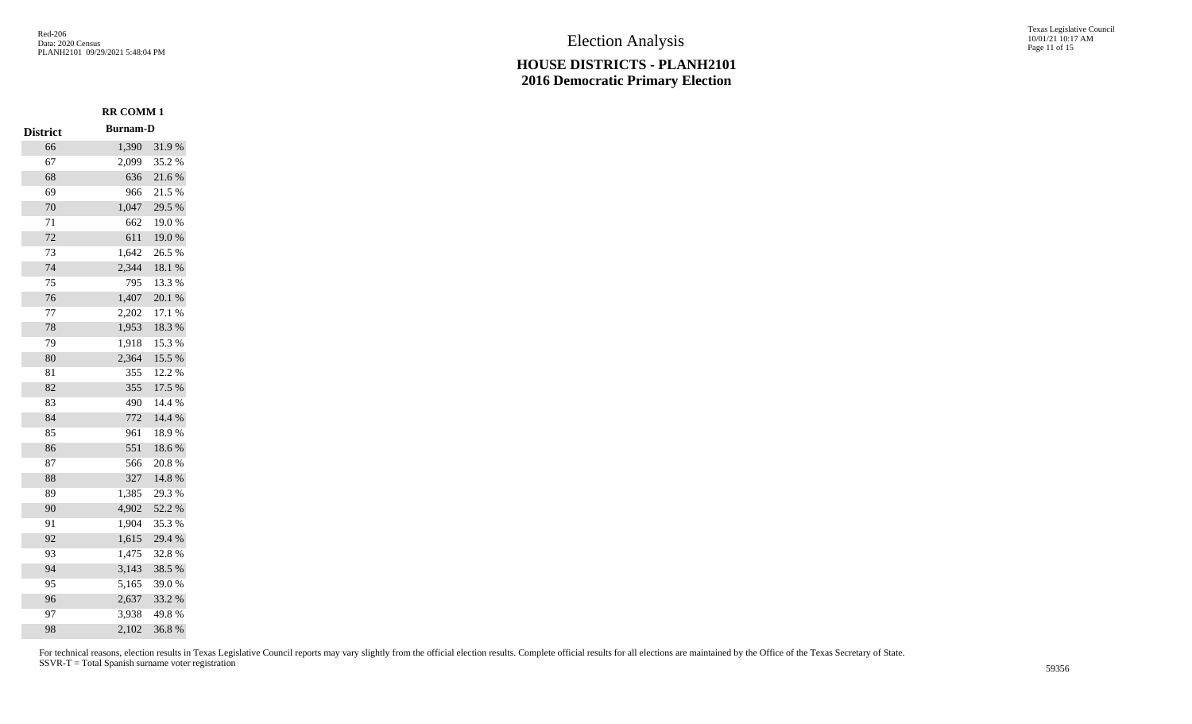# Election Analysis

## HOUSE DISTRICTS - PLANH2101
## 2016 Democratic Primary Election

| District | RR COMM 1 Burnam-D | |
|---|---|---|
| 66 | 1,390 | 31.9 % |
| 67 | 2,099 | 35.2 % |
| 68 | 636 | 21.6 % |
| 69 | 966 | 21.5 % |
| 70 | 1,047 | 29.5 % |
| 71 | 662 | 19.0 % |
| 72 | 611 | 19.0 % |
| 73 | 1,642 | 26.5 % |
| 74 | 2,344 | 18.1 % |
| 75 | 795 | 13.3 % |
| 76 | 1,407 | 20.1 % |
| 77 | 2,202 | 17.1 % |
| 78 | 1,953 | 18.3 % |
| 79 | 1,918 | 15.3 % |
| 80 | 2,364 | 15.5 % |
| 81 | 355 | 12.2 % |
| 82 | 355 | 17.5 % |
| 83 | 490 | 14.4 % |
| 84 | 772 | 14.4 % |
| 85 | 961 | 18.9 % |
| 86 | 551 | 18.6 % |
| 87 | 566 | 20.8 % |
| 88 | 327 | 14.8 % |
| 89 | 1,385 | 29.3 % |
| 90 | 4,902 | 52.2 % |
| 91 | 1,904 | 35.3 % |
| 92 | 1,615 | 29.4 % |
| 93 | 1,475 | 32.8 % |
| 94 | 3,143 | 38.5 % |
| 95 | 5,165 | 39.0 % |
| 96 | 2,637 | 33.2 % |
| 97 | 3,938 | 49.8 % |
| 98 | 2,102 | 36.8 % |

For technical reasons, election results in Texas Legislative Council reports may vary slightly from the official election results. Complete official results for all elections are maintained by the Office of the Texas Secretary of State.
SSVR-T = Total Spanish surname voter registration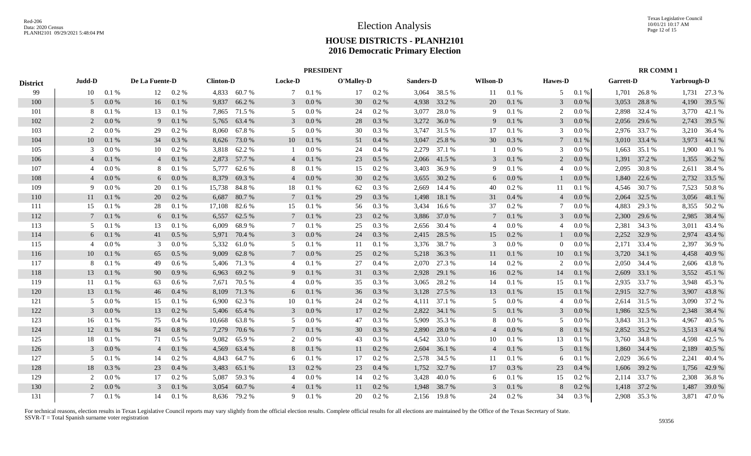# Election Analysis

## HOUSE DISTRICTS - PLANH2101
## 2016 Democratic Primary Election

| District | PRESIDENT | | | | | | | | | | | | | | | | RR COMM 1 | | | |
|---|---|---|---|---|---|---|---|---|---|---|---|---|---|---|---|---|---|---|---|---|
| | Judd-D | | De La Fuente-D | | Clinton-D | | Locke-D | | O'Malley-D | | Sanders-D | | WIlson-D | | Hawes-D | | Garrett-D | | Yarbrough-D | |
| 99 | 10 | 0.1 % | 12 | 0.2 % | 4,833 | 60.7 % | 7 | 0.1 % | 17 | 0.2 % | 3,064 | 38.5 % | 11 | 0.1 % | 5 | 0.1 % | 1,701 | 26.8 % | 1,731 | 27.3 % |
| 100 | 5 | 0.0 % | 16 | 0.1 % | 9,837 | 66.2 % | 3 | 0.0 % | 30 | 0.2 % | 4,938 | 33.2 % | 20 | 0.1 % | 3 | 0.0 % | 3,053 | 28.8 % | 4,190 | 39.5 % |
| 101 | 8 | 0.1 % | 13 | 0.1 % | 7,865 | 71.5 % | 5 | 0.0 % | 24 | 0.2 % | 3,077 | 28.0 % | 9 | 0.1 % | 2 | 0.0 % | 2,898 | 32.4 % | 3,770 | 42.1 % |
| 102 | 2 | 0.0 % | 9 | 0.1 % | 5,765 | 63.4 % | 3 | 0.0 % | 28 | 0.3 % | 3,272 | 36.0 % | 9 | 0.1 % | 3 | 0.0 % | 2,056 | 29.6 % | 2,743 | 39.5 % |
| 103 | 2 | 0.0 % | 29 | 0.2 % | 8,060 | 67.8 % | 5 | 0.0 % | 30 | 0.3 % | 3,747 | 31.5 % | 17 | 0.1 % | 3 | 0.0 % | 2,976 | 33.7 % | 3,210 | 36.4 % |
| 104 | 10 | 0.1 % | 34 | 0.3 % | 8,626 | 73.0 % | 10 | 0.1 % | 51 | 0.4 % | 3,047 | 25.8 % | 30 | 0.3 % | 7 | 0.1 % | 3,010 | 33.4 % | 3,973 | 44.1 % |
| 105 | 3 | 0.0 % | 10 | 0.2 % | 3,818 | 62.2 % | 1 | 0.0 % | 24 | 0.4 % | 2,279 | 37.1 % | 1 | 0.0 % | 3 | 0.0 % | 1,663 | 35.1 % | 1,900 | 40.1 % |
| 106 | 4 | 0.1 % | 4 | 0.1 % | 2,873 | 57.7 % | 4 | 0.1 % | 23 | 0.5 % | 2,066 | 41.5 % | 3 | 0.1 % | 2 | 0.0 % | 1,391 | 37.2 % | 1,355 | 36.2 % |
| 107 | 4 | 0.0 % | 8 | 0.1 % | 5,777 | 62.6 % | 8 | 0.1 % | 15 | 0.2 % | 3,403 | 36.9 % | 9 | 0.1 % | 4 | 0.0 % | 2,095 | 30.8 % | 2,611 | 38.4 % |
| 108 | 4 | 0.0 % | 6 | 0.0 % | 8,379 | 69.3 % | 4 | 0.0 % | 30 | 0.2 % | 3,655 | 30.2 % | 6 | 0.0 % | 1 | 0.0 % | 1,840 | 22.6 % | 2,732 | 33.5 % |
| 109 | 9 | 0.0 % | 20 | 0.1 % | 15,738 | 84.8 % | 18 | 0.1 % | 62 | 0.3 % | 2,669 | 14.4 % | 40 | 0.2 % | 11 | 0.1 % | 4,546 | 30.7 % | 7,523 | 50.8 % |
| 110 | 11 | 0.1 % | 20 | 0.2 % | 6,687 | 80.7 % | 7 | 0.1 % | 29 | 0.3 % | 1,498 | 18.1 % | 31 | 0.4 % | 4 | 0.0 % | 2,064 | 32.5 % | 3,056 | 48.1 % |
| 111 | 15 | 0.1 % | 28 | 0.1 % | 17,108 | 82.6 % | 15 | 0.1 % | 56 | 0.3 % | 3,434 | 16.6 % | 37 | 0.2 % | 7 | 0.0 % | 4,883 | 29.3 % | 8,355 | 50.2 % |
| 112 | 7 | 0.1 % | 6 | 0.1 % | 6,557 | 62.5 % | 7 | 0.1 % | 23 | 0.2 % | 3,886 | 37.0 % | 7 | 0.1 % | 3 | 0.0 % | 2,300 | 29.6 % | 2,985 | 38.4 % |
| 113 | 5 | 0.1 % | 13 | 0.1 % | 6,009 | 68.9 % | 7 | 0.1 % | 25 | 0.3 % | 2,656 | 30.4 % | 4 | 0.0 % | 4 | 0.0 % | 2,381 | 34.3 % | 3,011 | 43.4 % |
| 114 | 6 | 0.1 % | 41 | 0.5 % | 5,971 | 70.4 % | 3 | 0.0 % | 24 | 0.3 % | 2,415 | 28.5 % | 15 | 0.2 % | 1 | 0.0 % | 2,252 | 32.9 % | 2,974 | 43.4 % |
| 115 | 4 | 0.0 % | 3 | 0.0 % | 5,332 | 61.0 % | 5 | 0.1 % | 11 | 0.1 % | 3,376 | 38.7 % | 3 | 0.0 % | 0 | 0.0 % | 2,171 | 33.4 % | 2,397 | 36.9 % |
| 116 | 10 | 0.1 % | 65 | 0.5 % | 9,009 | 62.8 % | 7 | 0.0 % | 25 | 0.2 % | 5,218 | 36.3 % | 11 | 0.1 % | 10 | 0.1 % | 3,720 | 34.1 % | 4,458 | 40.9 % |
| 117 | 8 | 0.1 % | 49 | 0.6 % | 5,406 | 71.3 % | 4 | 0.1 % | 27 | 0.4 % | 2,070 | 27.3 % | 14 | 0.2 % | 2 | 0.0 % | 2,050 | 34.4 % | 2,606 | 43.8 % |
| 118 | 13 | 0.1 % | 90 | 0.9 % | 6,963 | 69.2 % | 9 | 0.1 % | 31 | 0.3 % | 2,928 | 29.1 % | 16 | 0.2 % | 14 | 0.1 % | 2,609 | 33.1 % | 3,552 | 45.1 % |
| 119 | 11 | 0.1 % | 63 | 0.6 % | 7,671 | 70.5 % | 4 | 0.0 % | 35 | 0.3 % | 3,065 | 28.2 % | 14 | 0.1 % | 15 | 0.1 % | 2,935 | 33.7 % | 3,948 | 45.3 % |
| 120 | 13 | 0.1 % | 46 | 0.4 % | 8,109 | 71.3 % | 6 | 0.1 % | 36 | 0.3 % | 3,128 | 27.5 % | 13 | 0.1 % | 15 | 0.1 % | 2,915 | 32.7 % | 3,907 | 43.8 % |
| 121 | 5 | 0.0 % | 15 | 0.1 % | 6,900 | 62.3 % | 10 | 0.1 % | 24 | 0.2 % | 4,111 | 37.1 % | 5 | 0.0 % | 4 | 0.0 % | 2,614 | 31.5 % | 3,090 | 37.2 % |
| 122 | 3 | 0.0 % | 13 | 0.2 % | 5,406 | 65.4 % | 3 | 0.0 % | 17 | 0.2 % | 2,822 | 34.1 % | 5 | 0.1 % | 3 | 0.0 % | 1,986 | 32.5 % | 2,348 | 38.4 % |
| 123 | 16 | 0.1 % | 75 | 0.4 % | 10,668 | 63.8 % | 5 | 0.0 % | 47 | 0.3 % | 5,909 | 35.3 % | 8 | 0.0 % | 5 | 0.0 % | 3,843 | 31.3 % | 4,967 | 40.5 % |
| 124 | 12 | 0.1 % | 84 | 0.8 % | 7,279 | 70.6 % | 7 | 0.1 % | 30 | 0.3 % | 2,890 | 28.0 % | 4 | 0.0 % | 8 | 0.1 % | 2,852 | 35.2 % | 3,513 | 43.4 % |
| 125 | 18 | 0.1 % | 71 | 0.5 % | 9,082 | 65.9 % | 2 | 0.0 % | 43 | 0.3 % | 4,542 | 33.0 % | 10 | 0.1 % | 13 | 0.1 % | 3,760 | 34.8 % | 4,598 | 42.5 % |
| 126 | 3 | 0.0 % | 4 | 0.1 % | 4,569 | 63.4 % | 8 | 0.1 % | 11 | 0.2 % | 2,604 | 36.1 % | 4 | 0.1 % | 5 | 0.1 % | 1,860 | 34.4 % | 2,189 | 40.5 % |
| 127 | 5 | 0.1 % | 14 | 0.2 % | 4,843 | 64.7 % | 6 | 0.1 % | 17 | 0.2 % | 2,578 | 34.5 % | 11 | 0.1 % | 6 | 0.1 % | 2,029 | 36.6 % | 2,241 | 40.4 % |
| 128 | 18 | 0.3 % | 23 | 0.4 % | 3,483 | 65.1 % | 13 | 0.2 % | 23 | 0.4 % | 1,752 | 32.7 % | 17 | 0.3 % | 23 | 0.4 % | 1,606 | 39.2 % | 1,756 | 42.9 % |
| 129 | 2 | 0.0 % | 17 | 0.2 % | 5,087 | 59.3 % | 4 | 0.0 % | 14 | 0.2 % | 3,428 | 40.0 % | 6 | 0.1 % | 15 | 0.2 % | 2,114 | 33.7 % | 2,308 | 36.8 % |
| 130 | 2 | 0.0 % | 3 | 0.1 % | 3,054 | 60.7 % | 4 | 0.1 % | 11 | 0.2 % | 1,948 | 38.7 % | 3 | 0.1 % | 8 | 0.2 % | 1,418 | 37.2 % | 1,487 | 39.0 % |
| 131 | 7 | 0.1 % | 14 | 0.1 % | 8,636 | 79.2 % | 9 | 0.1 % | 20 | 0.2 % | 2,156 | 19.8 % | 24 | 0.2 % | 34 | 0.3 % | 2,908 | 35.3 % | 3,871 | 47.0 % |

For technical reasons, election results in Texas Legislative Council reports may vary slightly from the official election results. Complete official results for all elections are maintained by the Office of the Texas Secretary of State.
SSVR-T = Total Spanish surname voter registration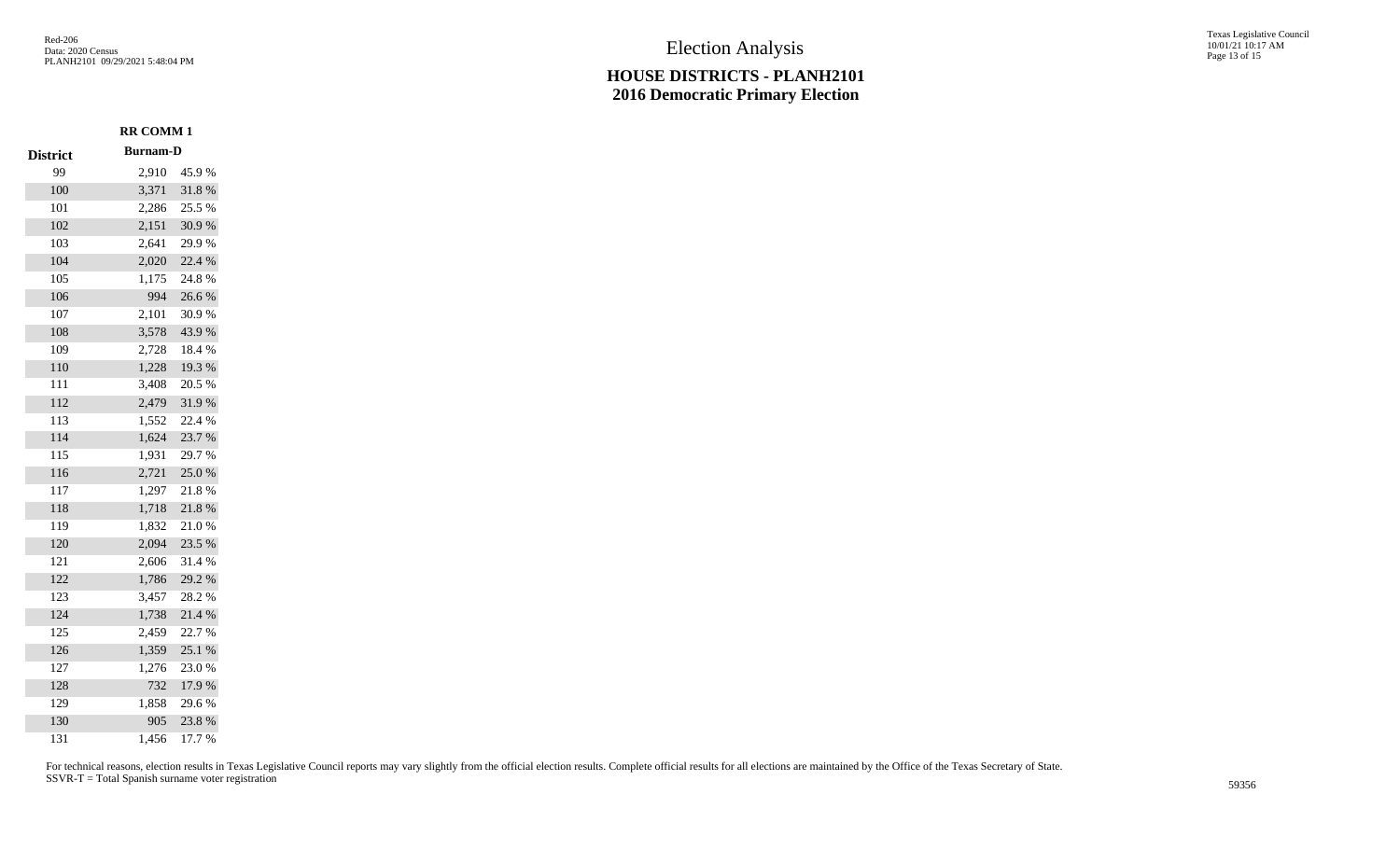# Election Analysis

## HOUSE DISTRICTS - PLANH2101
## 2016 Democratic Primary Election

| District | RR COMM 1 Burnam-D | |
|---|---|---|
| 99 | 2,910 | 45.9 % |
| 100 | 3,371 | 31.8 % |
| 101 | 2,286 | 25.5 % |
| 102 | 2,151 | 30.9 % |
| 103 | 2,641 | 29.9 % |
| 104 | 2,020 | 22.4 % |
| 105 | 1,175 | 24.8 % |
| 106 | 994 | 26.6 % |
| 107 | 2,101 | 30.9 % |
| 108 | 3,578 | 43.9 % |
| 109 | 2,728 | 18.4 % |
| 110 | 1,228 | 19.3 % |
| 111 | 3,408 | 20.5 % |
| 112 | 2,479 | 31.9 % |
| 113 | 1,552 | 22.4 % |
| 114 | 1,624 | 23.7 % |
| 115 | 1,931 | 29.7 % |
| 116 | 2,721 | 25.0 % |
| 117 | 1,297 | 21.8 % |
| 118 | 1,718 | 21.8 % |
| 119 | 1,832 | 21.0 % |
| 120 | 2,094 | 23.5 % |
| 121 | 2,606 | 31.4 % |
| 122 | 1,786 | 29.2 % |
| 123 | 3,457 | 28.2 % |
| 124 | 1,738 | 21.4 % |
| 125 | 2,459 | 22.7 % |
| 126 | 1,359 | 25.1 % |
| 127 | 1,276 | 23.0 % |
| 128 | 732 | 17.9 % |
| 129 | 1,858 | 29.6 % |
| 130 | 905 | 23.8 % |
| 131 | 1,456 | 17.7 % |

For technical reasons, election results in Texas Legislative Council reports may vary slightly from the official election results. Complete official results for all elections are maintained by the Office of the Texas Secretary of State.
SSVR-T = Total Spanish surname voter registration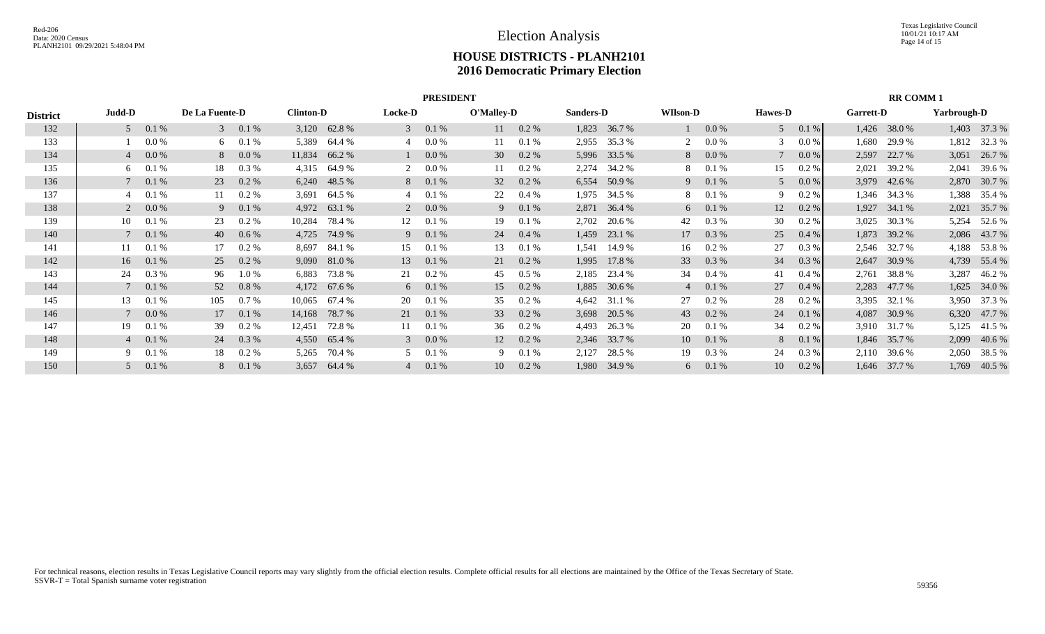# Election Analysis

## HOUSE DISTRICTS - PLANH2101
## 2016 Democratic Primary Election

| | PRESIDENT | | | | | | | | | | | | | | | | RR COMM 1 | | | |
|---|---|---|---|---|---|---|---|---|---|---|---|---|---|---|---|---|---|---|---|---|
| District | Judd-D | | De La Fuente-D | | Clinton-D | | Locke-D | | O'Malley-D | | Sanders-D | | WIlson-D | | Hawes-D | | Garrett-D | | Yarbrough-D | |
| 132 | 5 | 0.1 % | 3 | 0.1 % | 3,120 | 62.8 % | 3 | 0.1 % | 11 | 0.2 % | 1,823 | 36.7 % | 1 | 0.0 % | 5 | 0.1 % | 1,426 | 38.0 % | 1,403 | 37.3 % |
| 133 | 1 | 0.0 % | 6 | 0.1 % | 5,389 | 64.4 % | 4 | 0.0 % | 11 | 0.1 % | 2,955 | 35.3 % | 2 | 0.0 % | 3 | 0.0 % | 1,680 | 29.9 % | 1,812 | 32.3 % |
| 134 | 4 | 0.0 % | 8 | 0.0 % | 11,834 | 66.2 % | 1 | 0.0 % | 30 | 0.2 % | 5,996 | 33.5 % | 8 | 0.0 % | 7 | 0.0 % | 2,597 | 22.7 % | 3,051 | 26.7 % |
| 135 | 6 | 0.1 % | 18 | 0.3 % | 4,315 | 64.9 % | 2 | 0.0 % | 11 | 0.2 % | 2,274 | 34.2 % | 8 | 0.1 % | 15 | 0.2 % | 2,021 | 39.2 % | 2,041 | 39.6 % |
| 136 | 7 | 0.1 % | 23 | 0.2 % | 6,240 | 48.5 % | 8 | 0.1 % | 32 | 0.2 % | 6,554 | 50.9 % | 9 | 0.1 % | 5 | 0.0 % | 3,979 | 42.6 % | 2,870 | 30.7 % |
| 137 | 4 | 0.1 % | 11 | 0.2 % | 3,691 | 64.5 % | 4 | 0.1 % | 22 | 0.4 % | 1,975 | 34.5 % | 8 | 0.1 % | 9 | 0.2 % | 1,346 | 34.3 % | 1,388 | 35.4 % |
| 138 | 2 | 0.0 % | 9 | 0.1 % | 4,972 | 63.1 % | 2 | 0.0 % | 9 | 0.1 % | 2,871 | 36.4 % | 6 | 0.1 % | 12 | 0.2 % | 1,927 | 34.1 % | 2,021 | 35.7 % |
| 139 | 10 | 0.1 % | 23 | 0.2 % | 10,284 | 78.4 % | 12 | 0.1 % | 19 | 0.1 % | 2,702 | 20.6 % | 42 | 0.3 % | 30 | 0.2 % | 3,025 | 30.3 % | 5,254 | 52.6 % |
| 140 | 7 | 0.1 % | 40 | 0.6 % | 4,725 | 74.9 % | 9 | 0.1 % | 24 | 0.4 % | 1,459 | 23.1 % | 17 | 0.3 % | 25 | 0.4 % | 1,873 | 39.2 % | 2,086 | 43.7 % |
| 141 | 11 | 0.1 % | 17 | 0.2 % | 8,697 | 84.1 % | 15 | 0.1 % | 13 | 0.1 % | 1,541 | 14.9 % | 16 | 0.2 % | 27 | 0.3 % | 2,546 | 32.7 % | 4,188 | 53.8 % |
| 142 | 16 | 0.1 % | 25 | 0.2 % | 9,090 | 81.0 % | 13 | 0.1 % | 21 | 0.2 % | 1,995 | 17.8 % | 33 | 0.3 % | 34 | 0.3 % | 2,647 | 30.9 % | 4,739 | 55.4 % |
| 143 | 24 | 0.3 % | 96 | 1.0 % | 6,883 | 73.8 % | 21 | 0.2 % | 45 | 0.5 % | 2,185 | 23.4 % | 34 | 0.4 % | 41 | 0.4 % | 2,761 | 38.8 % | 3,287 | 46.2 % |
| 144 | 7 | 0.1 % | 52 | 0.8 % | 4,172 | 67.6 % | 6 | 0.1 % | 15 | 0.2 % | 1,885 | 30.6 % | 4 | 0.1 % | 27 | 0.4 % | 2,283 | 47.7 % | 1,625 | 34.0 % |
| 145 | 13 | 0.1 % | 105 | 0.7 % | 10,065 | 67.4 % | 20 | 0.1 % | 35 | 0.2 % | 4,642 | 31.1 % | 27 | 0.2 % | 28 | 0.2 % | 3,395 | 32.1 % | 3,950 | 37.3 % |
| 146 | 7 | 0.0 % | 17 | 0.1 % | 14,168 | 78.7 % | 21 | 0.1 % | 33 | 0.2 % | 3,698 | 20.5 % | 43 | 0.2 % | 24 | 0.1 % | 4,087 | 30.9 % | 6,320 | 47.7 % |
| 147 | 19 | 0.1 % | 39 | 0.2 % | 12,451 | 72.8 % | 11 | 0.1 % | 36 | 0.2 % | 4,493 | 26.3 % | 20 | 0.1 % | 34 | 0.2 % | 3,910 | 31.7 % | 5,125 | 41.5 % |
| 148 | 4 | 0.1 % | 24 | 0.3 % | 4,550 | 65.4 % | 3 | 0.0 % | 12 | 0.2 % | 2,346 | 33.7 % | 10 | 0.1 % | 8 | 0.1 % | 1,846 | 35.7 % | 2,099 | 40.6 % |
| 149 | 9 | 0.1 % | 18 | 0.2 % | 5,265 | 70.4 % | 5 | 0.1 % | 9 | 0.1 % | 2,127 | 28.5 % | 19 | 0.3 % | 24 | 0.3 % | 2,110 | 39.6 % | 2,050 | 38.5 % |
| 150 | 5 | 0.1 % | 8 | 0.1 % | 3,657 | 64.4 % | 4 | 0.1 % | 10 | 0.2 % | 1,980 | 34.9 % | 6 | 0.1 % | 10 | 0.2 % | 1,646 | 37.7 % | 1,769 | 40.5 % |

For technical reasons, election results in Texas Legislative Council reports may vary slightly from the official election results. Complete official results for all elections are maintained by the Office of the Texas Secretary of State.
SSVR-T = Total Spanish surname voter registration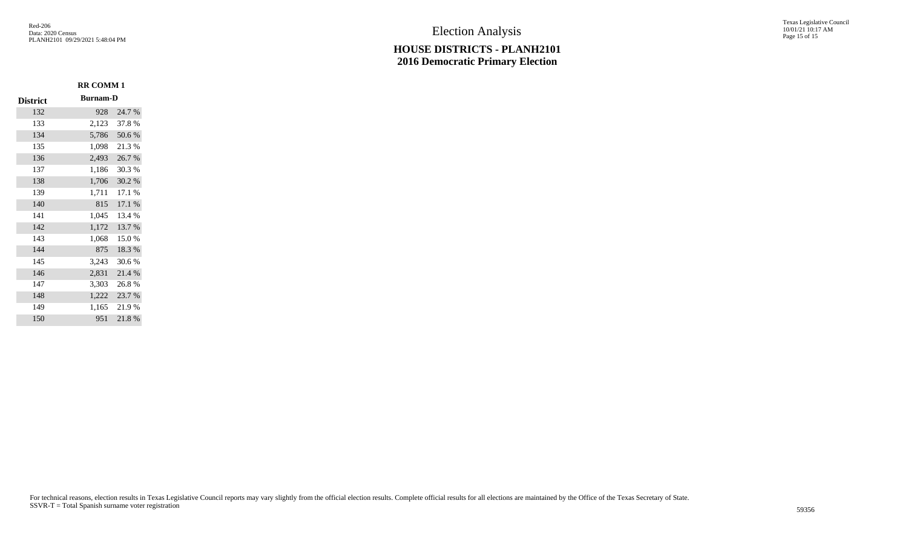# Election Analysis

## HOUSE DISTRICTS - PLANH2101
## 2016 Democratic Primary Election

Red-206
Data: 2020 Census
PLANH2101 09/29/2021 5:48:04 PM

Texas Legislative Council
10/01/21 10:17 AM

| District | RR COMM 1 Burnam-D | |
|---|---|---|
| 132 | 928 | 24.7 % |
| 133 | 2,123 | 37.8 % |
| 134 | 5,786 | 50.6 % |
| 135 | 1,098 | 21.3 % |
| 136 | 2,493 | 26.7 % |
| 137 | 1,186 | 30.3 % |
| 138 | 1,706 | 30.2 % |
| 139 | 1,711 | 17.1 % |
| 140 | 815 | 17.1 % |
| 141 | 1,045 | 13.4 % |
| 142 | 1,172 | 13.7 % |
| 143 | 1,068 | 15.0 % |
| 144 | 875 | 18.3 % |
| 145 | 3,243 | 30.6 % |
| 146 | 2,831 | 21.4 % |
| 147 | 3,303 | 26.8 % |
| 148 | 1,222 | 23.7 % |
| 149 | 1,165 | 21.9 % |
| 150 | 951 | 21.8 % |

For technical reasons, election results in Texas Legislative Council reports may vary slightly from the official election results. Complete official results for all elections are maintained by the Office of the Texas Secretary of State.
SSVR-T = Total Spanish surname voter registration

59356